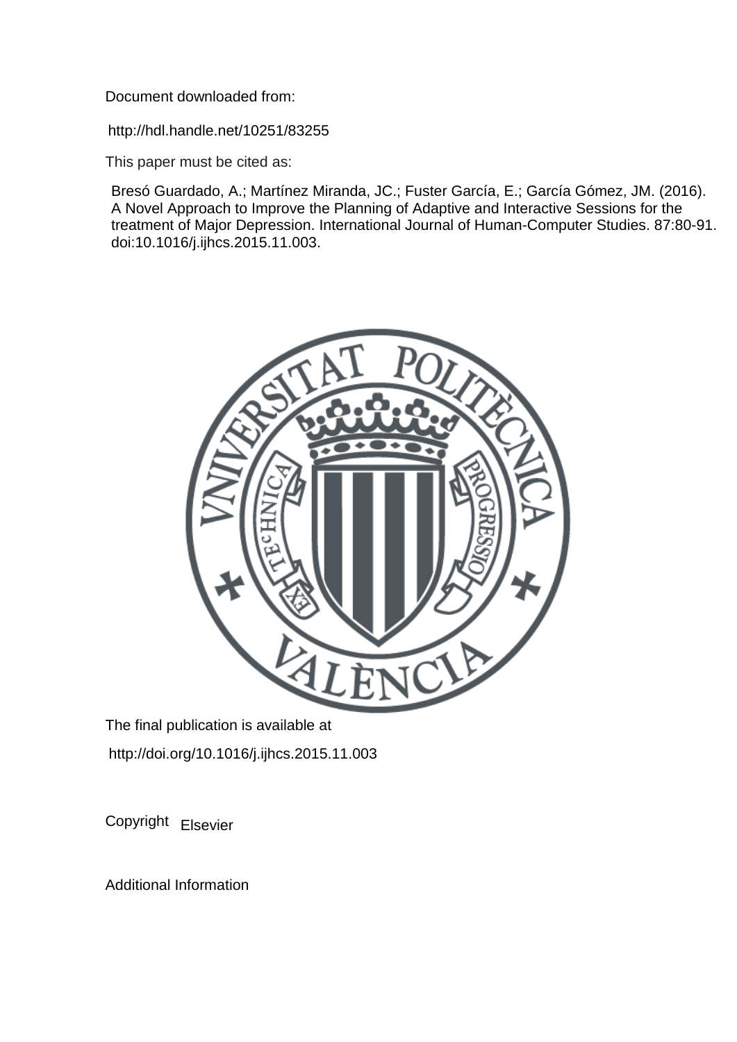Document downloaded from:

http://hdl.handle.net/10251/83255

This paper must be cited as:

Bresó Guardado, A.; Martínez Miranda, JC.; Fuster García, E.; García Gómez, JM. (2016). A Novel Approach to Improve the Planning of Adaptive and Interactive Sessions for the treatment of Major Depression. International Journal of Human-Computer Studies. 87:80-91. doi:10.1016/j.ijhcs.2015.11.003.

The final publication is available at

http://doi.org/10.1016/j.ijhcs.2015.11.003

Copyright Elsevier

Additional Information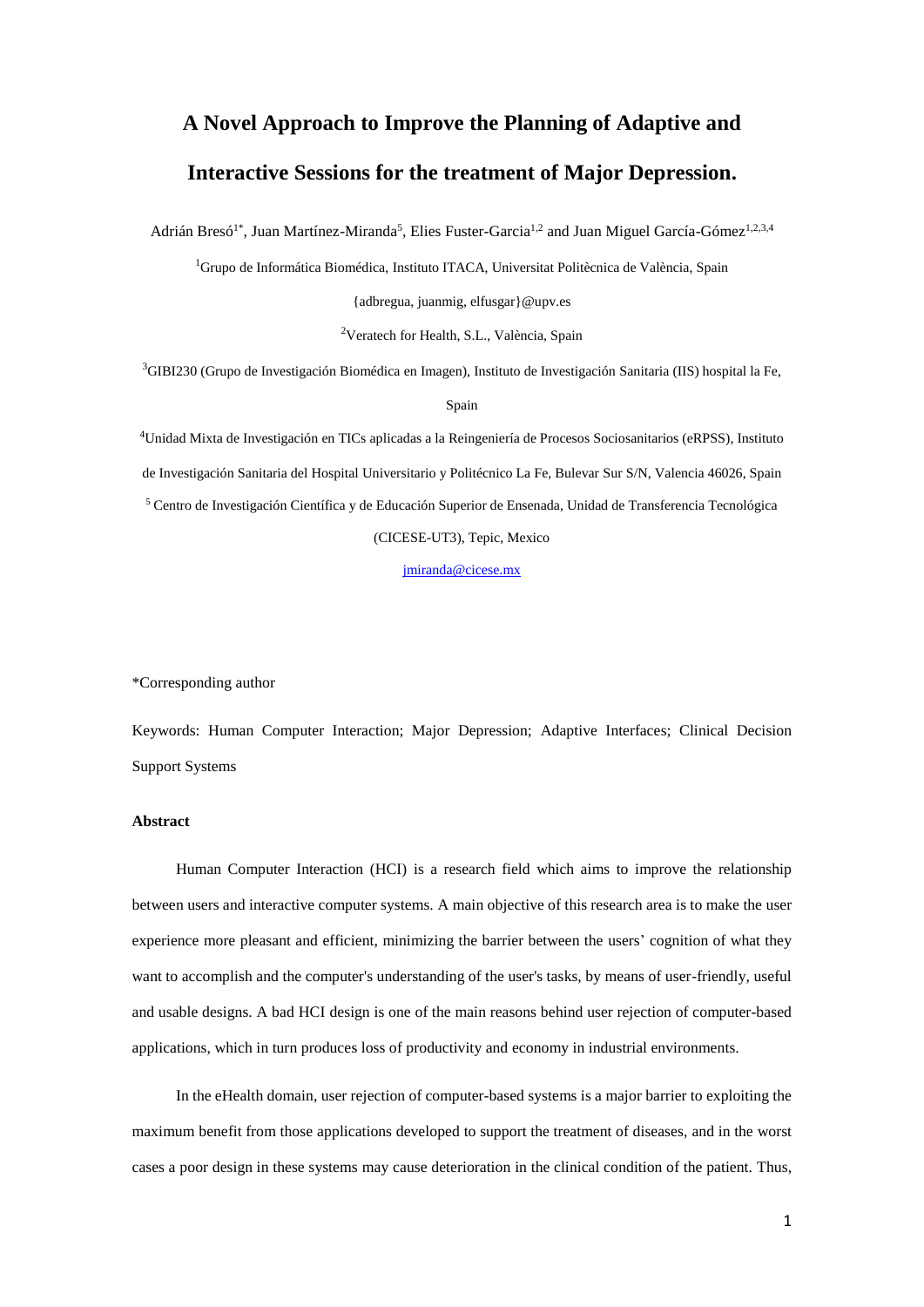# A Novel Approach to Improve the Planning of Adaptive and Interactive Sessions for the treatment of Major Depression.

Adrián Bresó[1*], Juan Martínez-Miranda[5], Elies Fuster-Garcia[1,2] and Juan Miguel García-Gómez[1,2,3,4]

[1]Grupo de Informática Biomédica, Instituto ITACA, Universitat Politècnica de València, Spain

{adbregua, juanmig, elfusgar}@upv.es

[2]Veratech for Health, S.L., València, Spain

[3]GIBI230 (Grupo de Investigación Biomédica en Imagen), Instituto de Investigación Sanitaria (IIS) hospital la Fe, Spain

[4]Unidad Mixta de Investigación en TICs aplicadas a la Reingeniería de Procesos Sociosanitarios (eRPSS), Instituto de Investigación Sanitaria del Hospital Universitario y Politécnico La Fe, Bulevar Sur S/N, Valencia 46026, Spain

[5] Centro de Investigación Científica y de Educación Superior de Ensenada, Unidad de Transferencia Tecnológica (CICESE-UT3), Tepic, Mexico

jmiranda@cicese.mx

*Corresponding author

Keywords: Human Computer Interaction; Major Depression; Adaptive Interfaces; Clinical Decision Support Systems

**Abstract**

Human Computer Interaction (HCI) is a research field which aims to improve the relationship between users and interactive computer systems. A main objective of this research area is to make the user experience more pleasant and efficient, minimizing the barrier between the users' cognition of what they want to accomplish and the computer's understanding of the user's tasks, by means of user-friendly, useful and usable designs. A bad HCI design is one of the main reasons behind user rejection of computer-based applications, which in turn produces loss of productivity and economy in industrial environments.

In the eHealth domain, user rejection of computer-based systems is a major barrier to exploiting the maximum benefit from those applications developed to support the treatment of diseases, and in the worst cases a poor design in these systems may cause deterioration in the clinical condition of the patient. Thus,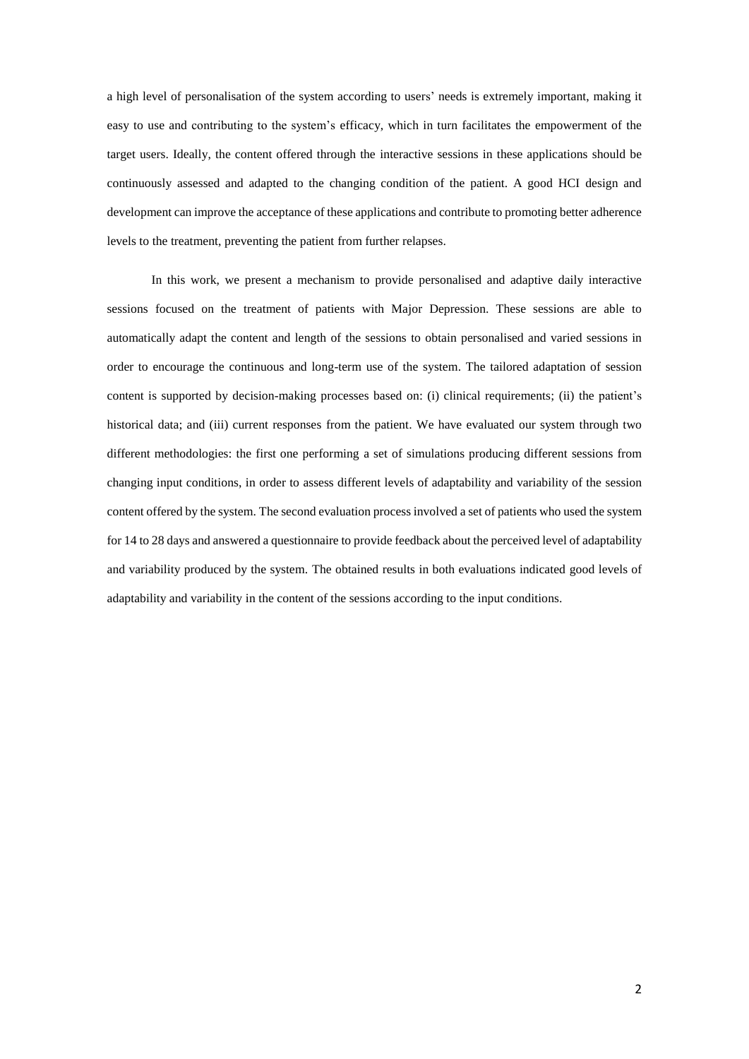a high level of personalisation of the system according to users' needs is extremely important, making it easy to use and contributing to the system's efficacy, which in turn facilitates the empowerment of the target users. Ideally, the content offered through the interactive sessions in these applications should be continuously assessed and adapted to the changing condition of the patient. A good HCI design and development can improve the acceptance of these applications and contribute to promoting better adherence levels to the treatment, preventing the patient from further relapses.

In this work, we present a mechanism to provide personalised and adaptive daily interactive sessions focused on the treatment of patients with Major Depression. These sessions are able to automatically adapt the content and length of the sessions to obtain personalised and varied sessions in order to encourage the continuous and long-term use of the system. The tailored adaptation of session content is supported by decision-making processes based on: (i) clinical requirements; (ii) the patient's historical data; and (iii) current responses from the patient. We have evaluated our system through two different methodologies: the first one performing a set of simulations producing different sessions from changing input conditions, in order to assess different levels of adaptability and variability of the session content offered by the system. The second evaluation process involved a set of patients who used the system for 14 to 28 days and answered a questionnaire to provide feedback about the perceived level of adaptability and variability produced by the system. The obtained results in both evaluations indicated good levels of adaptability and variability in the content of the sessions according to the input conditions.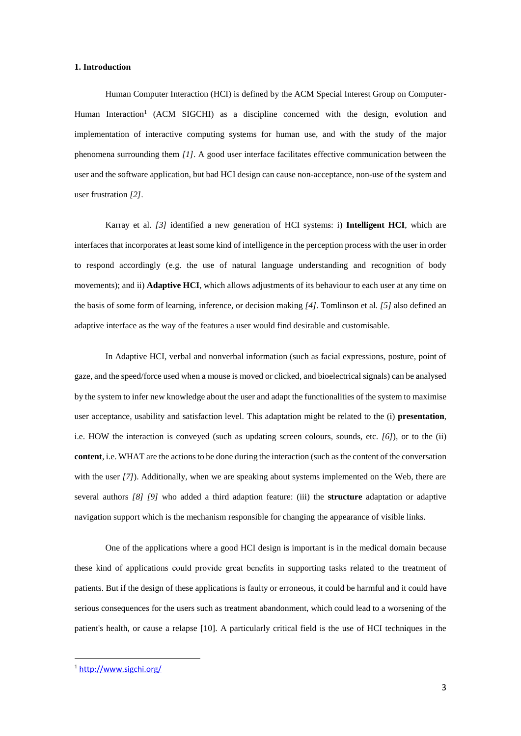## 1. Introduction

Human Computer Interaction (HCI) is defined by the ACM Special Interest Group on Computer-Human Interaction[1] (ACM SIGCHI) as a discipline concerned with the design, evolution and implementation of interactive computing systems for human use, and with the study of the major phenomena surrounding them *[1]*. A good user interface facilitates effective communication between the user and the software application, but bad HCI design can cause non-acceptance, non-use of the system and user frustration *[2]*.

Karray et al. *[3]* identified a new generation of HCI systems: i) **Intelligent HCI**, which are interfaces that incorporates at least some kind of intelligence in the perception process with the user in order to respond accordingly (e.g. the use of natural language understanding and recognition of body movements); and ii) **Adaptive HCI**, which allows adjustments of its behaviour to each user at any time on the basis of some form of learning, inference, or decision making *[4]*. Tomlinson et al. *[5]* also defined an adaptive interface as the way of the features a user would find desirable and customisable.

In Adaptive HCI, verbal and nonverbal information (such as facial expressions, posture, point of gaze, and the speed/force used when a mouse is moved or clicked, and bioelectrical signals) can be analysed by the system to infer new knowledge about the user and adapt the functionalities of the system to maximise user acceptance, usability and satisfaction level. This adaptation might be related to the (i) **presentation**, i.e. HOW the interaction is conveyed (such as updating screen colours, sounds, etc. *[6]*), or to the (ii) **content**, i.e. WHAT are the actions to be done during the interaction (such as the content of the conversation with the user *[7]*). Additionally, when we are speaking about systems implemented on the Web, there are several authors *[8] [9]* who added a third adaption feature: (iii) the **structure** adaptation or adaptive navigation support which is the mechanism responsible for changing the appearance of visible links.

One of the applications where a good HCI design is important is in the medical domain because these kind of applications could provide great benefits in supporting tasks related to the treatment of patients. But if the design of these applications is faulty or erroneous, it could be harmful and it could have serious consequences for the users such as treatment abandonment, which could lead to a worsening of the patient's health, or cause a relapse [10]. A particularly critical field is the use of HCI techniques in the

[1] http://www.sigchi.org/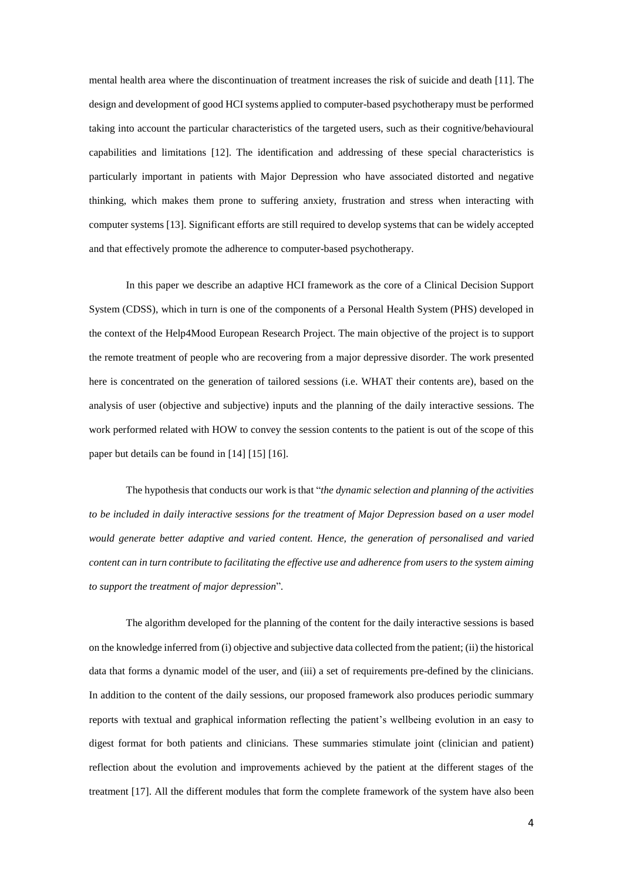mental health area where the discontinuation of treatment increases the risk of suicide and death [11]. The design and development of good HCI systems applied to computer-based psychotherapy must be performed taking into account the particular characteristics of the targeted users, such as their cognitive/behavioural capabilities and limitations [12]. The identification and addressing of these special characteristics is particularly important in patients with Major Depression who have associated distorted and negative thinking, which makes them prone to suffering anxiety, frustration and stress when interacting with computer systems [13]. Significant efforts are still required to develop systems that can be widely accepted and that effectively promote the adherence to computer-based psychotherapy.

In this paper we describe an adaptive HCI framework as the core of a Clinical Decision Support System (CDSS), which in turn is one of the components of a Personal Health System (PHS) developed in the context of the Help4Mood European Research Project. The main objective of the project is to support the remote treatment of people who are recovering from a major depressive disorder. The work presented here is concentrated on the generation of tailored sessions (i.e. WHAT their contents are), based on the analysis of user (objective and subjective) inputs and the planning of the daily interactive sessions. The work performed related with HOW to convey the session contents to the patient is out of the scope of this paper but details can be found in [14] [15] [16].

The hypothesis that conducts our work is that "*the dynamic selection and planning of the activities to be included in daily interactive sessions for the treatment of Major Depression based on a user model would generate better adaptive and varied content. Hence, the generation of personalised and varied content can in turn contribute to facilitating the effective use and adherence from users to the system aiming to support the treatment of major depression*".

The algorithm developed for the planning of the content for the daily interactive sessions is based on the knowledge inferred from (i) objective and subjective data collected from the patient; (ii) the historical data that forms a dynamic model of the user, and (iii) a set of requirements pre-defined by the clinicians. In addition to the content of the daily sessions, our proposed framework also produces periodic summary reports with textual and graphical information reflecting the patient's wellbeing evolution in an easy to digest format for both patients and clinicians. These summaries stimulate joint (clinician and patient) reflection about the evolution and improvements achieved by the patient at the different stages of the treatment [17]. All the different modules that form the complete framework of the system have also been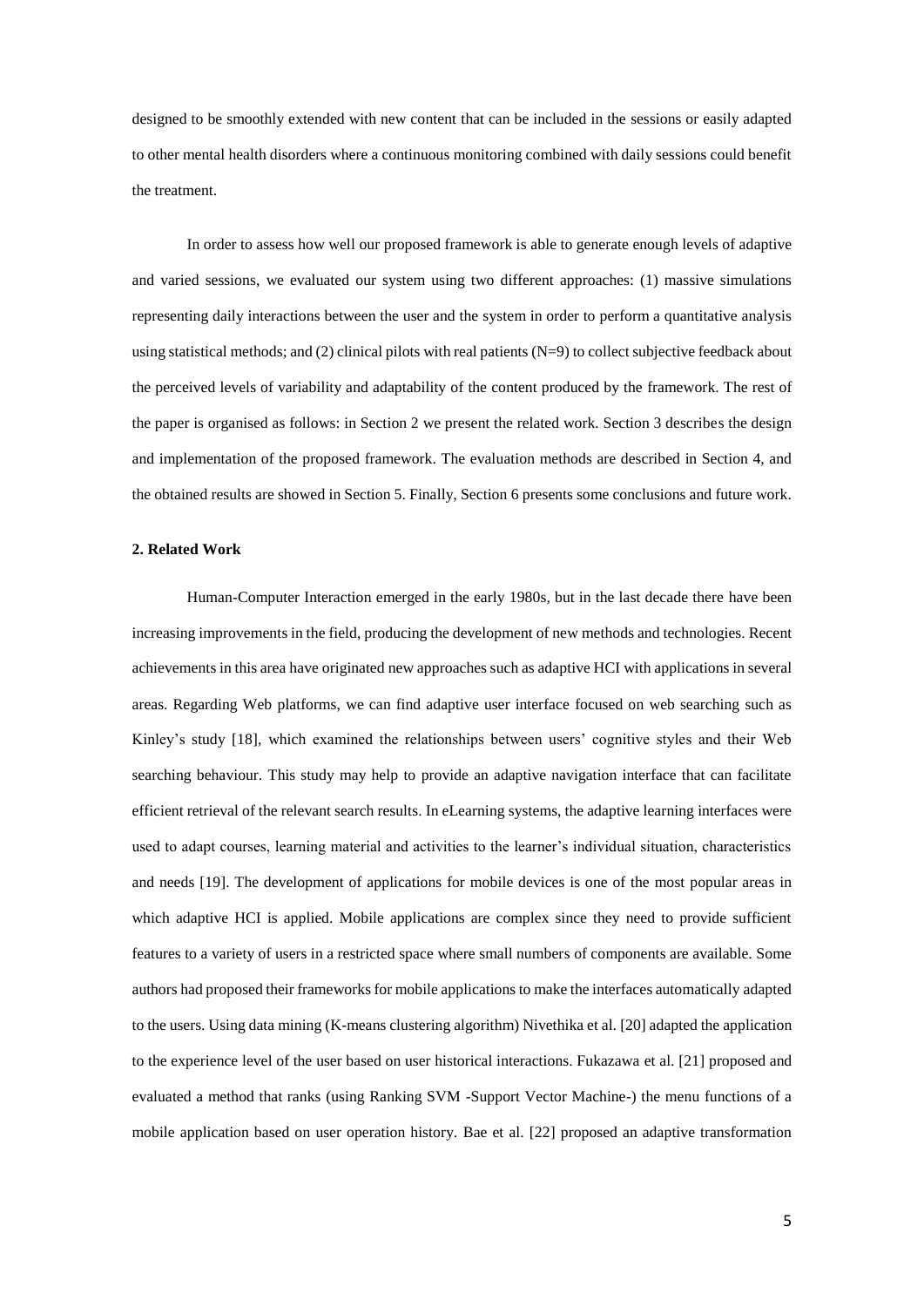designed to be smoothly extended with new content that can be included in the sessions or easily adapted to other mental health disorders where a continuous monitoring combined with daily sessions could benefit the treatment.

In order to assess how well our proposed framework is able to generate enough levels of adaptive and varied sessions, we evaluated our system using two different approaches: (1) massive simulations representing daily interactions between the user and the system in order to perform a quantitative analysis using statistical methods; and (2) clinical pilots with real patients (N=9) to collect subjective feedback about the perceived levels of variability and adaptability of the content produced by the framework. The rest of the paper is organised as follows: in Section 2 we present the related work. Section 3 describes the design and implementation of the proposed framework. The evaluation methods are described in Section 4, and the obtained results are showed in Section 5. Finally, Section 6 presents some conclusions and future work.

## 2. Related Work

Human-Computer Interaction emerged in the early 1980s, but in the last decade there have been increasing improvements in the field, producing the development of new methods and technologies. Recent achievements in this area have originated new approaches such as adaptive HCI with applications in several areas. Regarding Web platforms, we can find adaptive user interface focused on web searching such as Kinley's study [18], which examined the relationships between users' cognitive styles and their Web searching behaviour. This study may help to provide an adaptive navigation interface that can facilitate efficient retrieval of the relevant search results. In eLearning systems, the adaptive learning interfaces were used to adapt courses, learning material and activities to the learner's individual situation, characteristics and needs [19]. The development of applications for mobile devices is one of the most popular areas in which adaptive HCI is applied. Mobile applications are complex since they need to provide sufficient features to a variety of users in a restricted space where small numbers of components are available. Some authors had proposed their frameworks for mobile applications to make the interfaces automatically adapted to the users. Using data mining (K-means clustering algorithm) Nivethika et al. [20] adapted the application to the experience level of the user based on user historical interactions. Fukazawa et al. [21] proposed and evaluated a method that ranks (using Ranking SVM -Support Vector Machine-) the menu functions of a mobile application based on user operation history. Bae et al. [22] proposed an adaptive transformation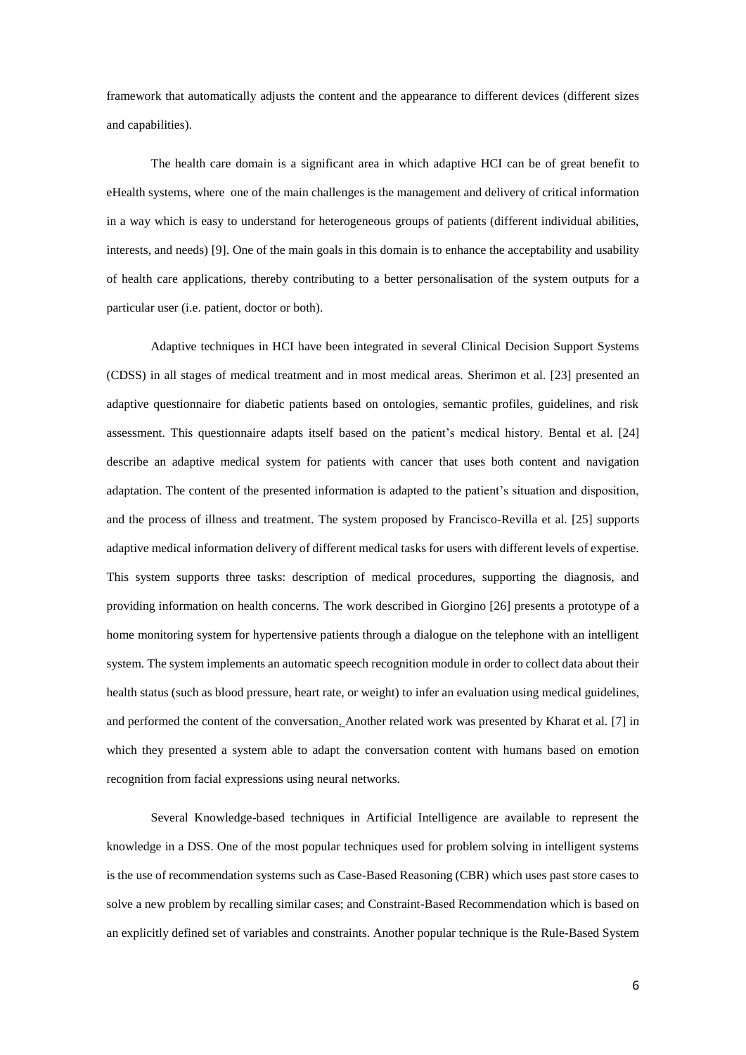framework that automatically adjusts the content and the appearance to different devices (different sizes and capabilities).

The health care domain is a significant area in which adaptive HCI can be of great benefit to eHealth systems, where one of the main challenges is the management and delivery of critical information in a way which is easy to understand for heterogeneous groups of patients (different individual abilities, interests, and needs) [9]. One of the main goals in this domain is to enhance the acceptability and usability of health care applications, thereby contributing to a better personalisation of the system outputs for a particular user (i.e. patient, doctor or both).

Adaptive techniques in HCI have been integrated in several Clinical Decision Support Systems (CDSS) in all stages of medical treatment and in most medical areas. Sherimon et al. [23] presented an adaptive questionnaire for diabetic patients based on ontologies, semantic profiles, guidelines, and risk assessment. This questionnaire adapts itself based on the patient's medical history. Bental et al. [24] describe an adaptive medical system for patients with cancer that uses both content and navigation adaptation. The content of the presented information is adapted to the patient's situation and disposition, and the process of illness and treatment. The system proposed by Francisco-Revilla et al. [25] supports adaptive medical information delivery of different medical tasks for users with different levels of expertise. This system supports three tasks: description of medical procedures, supporting the diagnosis, and providing information on health concerns. The work described in Giorgino [26] presents a prototype of a home monitoring system for hypertensive patients through a dialogue on the telephone with an intelligent system. The system implements an automatic speech recognition module in order to collect data about their health status (such as blood pressure, heart rate, or weight) to infer an evaluation using medical guidelines, and performed the content of the conversation. Another related work was presented by Kharat et al. [7] in which they presented a system able to adapt the conversation content with humans based on emotion recognition from facial expressions using neural networks.

Several Knowledge-based techniques in Artificial Intelligence are available to represent the knowledge in a DSS. One of the most popular techniques used for problem solving in intelligent systems is the use of recommendation systems such as Case-Based Reasoning (CBR) which uses past store cases to solve a new problem by recalling similar cases; and Constraint-Based Recommendation which is based on an explicitly defined set of variables and constraints. Another popular technique is the Rule-Based System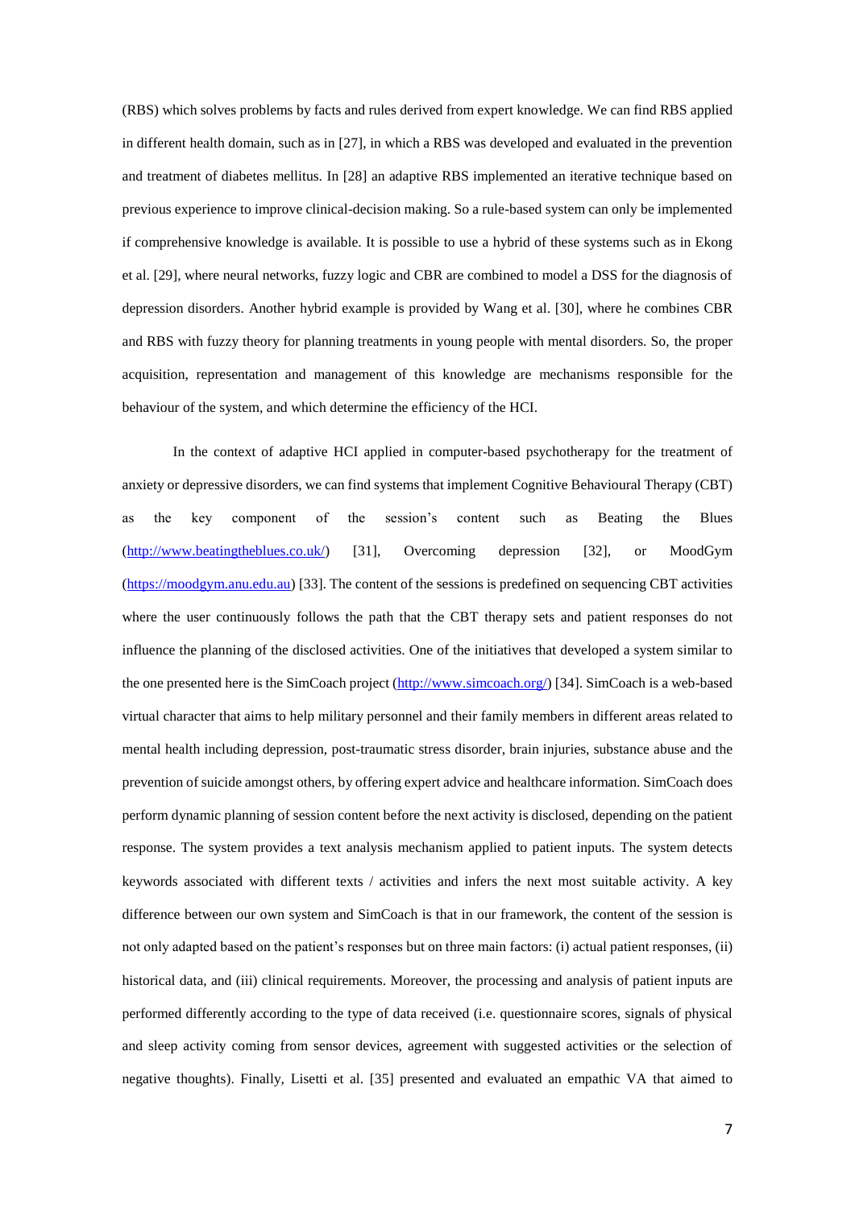(RBS) which solves problems by facts and rules derived from expert knowledge. We can find RBS applied in different health domain, such as in [27], in which a RBS was developed and evaluated in the prevention and treatment of diabetes mellitus. In [28] an adaptive RBS implemented an iterative technique based on previous experience to improve clinical-decision making. So a rule-based system can only be implemented if comprehensive knowledge is available. It is possible to use a hybrid of these systems such as in Ekong et al. [29], where neural networks, fuzzy logic and CBR are combined to model a DSS for the diagnosis of depression disorders. Another hybrid example is provided by Wang et al. [30], where he combines CBR and RBS with fuzzy theory for planning treatments in young people with mental disorders. So, the proper acquisition, representation and management of this knowledge are mechanisms responsible for the behaviour of the system, and which determine the efficiency of the HCI.

In the context of adaptive HCI applied in computer-based psychotherapy for the treatment of anxiety or depressive disorders, we can find systems that implement Cognitive Behavioural Therapy (CBT) as the key component of the session's content such as Beating the Blues (http://www.beatingtheblues.co.uk/) [31], Overcoming depression [32], or MoodGym (https://moodgym.anu.edu.au) [33]. The content of the sessions is predefined on sequencing CBT activities where the user continuously follows the path that the CBT therapy sets and patient responses do not influence the planning of the disclosed activities. One of the initiatives that developed a system similar to the one presented here is the SimCoach project (http://www.simcoach.org/) [34]. SimCoach is a web-based virtual character that aims to help military personnel and their family members in different areas related to mental health including depression, post-traumatic stress disorder, brain injuries, substance abuse and the prevention of suicide amongst others, by offering expert advice and healthcare information. SimCoach does perform dynamic planning of session content before the next activity is disclosed, depending on the patient response. The system provides a text analysis mechanism applied to patient inputs. The system detects keywords associated with different texts / activities and infers the next most suitable activity. A key difference between our own system and SimCoach is that in our framework, the content of the session is not only adapted based on the patient's responses but on three main factors: (i) actual patient responses, (ii) historical data, and (iii) clinical requirements. Moreover, the processing and analysis of patient inputs are performed differently according to the type of data received (i.e. questionnaire scores, signals of physical and sleep activity coming from sensor devices, agreement with suggested activities or the selection of negative thoughts). Finally, Lisetti et al. [35] presented and evaluated an empathic VA that aimed to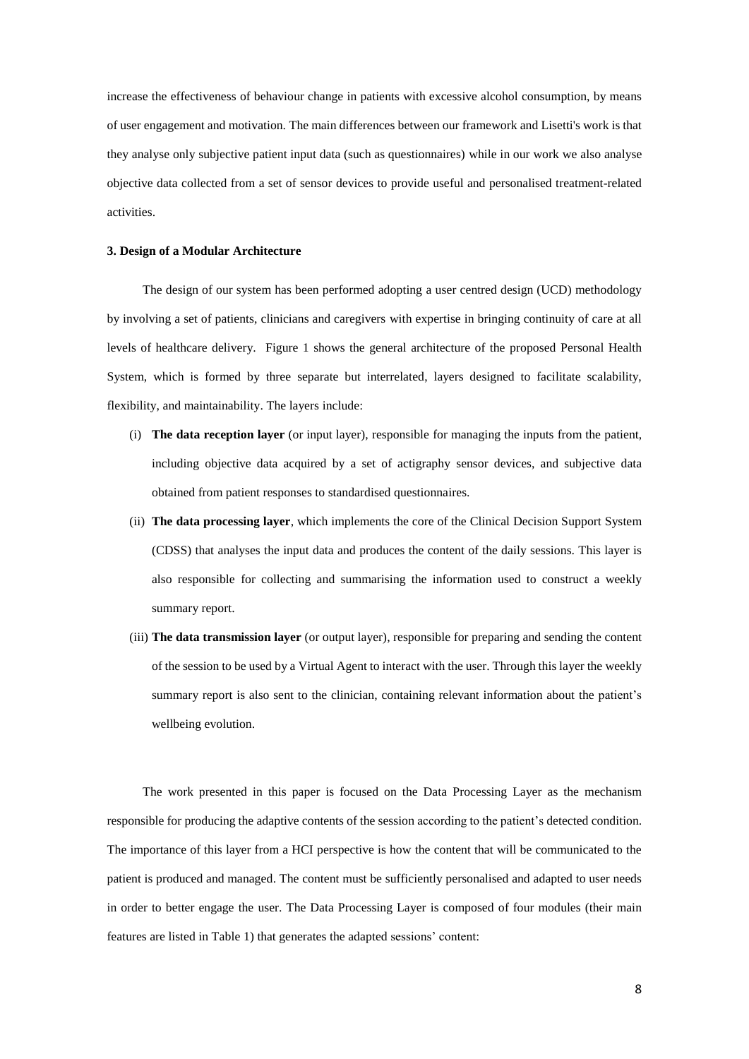increase the effectiveness of behaviour change in patients with excessive alcohol consumption, by means of user engagement and motivation. The main differences between our framework and Lisetti's work is that they analyse only subjective patient input data (such as questionnaires) while in our work we also analyse objective data collected from a set of sensor devices to provide useful and personalised treatment-related activities.

### 3. Design of a Modular Architecture

The design of our system has been performed adopting a user centred design (UCD) methodology by involving a set of patients, clinicians and caregivers with expertise in bringing continuity of care at all levels of healthcare delivery. Figure 1 shows the general architecture of the proposed Personal Health System, which is formed by three separate but interrelated, layers designed to facilitate scalability, flexibility, and maintainability. The layers include:

(i) **The data reception layer** (or input layer), responsible for managing the inputs from the patient, including objective data acquired by a set of actigraphy sensor devices, and subjective data obtained from patient responses to standardised questionnaires.

(ii) **The data processing layer**, which implements the core of the Clinical Decision Support System (CDSS) that analyses the input data and produces the content of the daily sessions. This layer is also responsible for collecting and summarising the information used to construct a weekly summary report.

(iii) **The data transmission layer** (or output layer), responsible for preparing and sending the content of the session to be used by a Virtual Agent to interact with the user. Through this layer the weekly summary report is also sent to the clinician, containing relevant information about the patient's wellbeing evolution.

The work presented in this paper is focused on the Data Processing Layer as the mechanism responsible for producing the adaptive contents of the session according to the patient's detected condition. The importance of this layer from a HCI perspective is how the content that will be communicated to the patient is produced and managed. The content must be sufficiently personalised and adapted to user needs in order to better engage the user. The Data Processing Layer is composed of four modules (their main features are listed in Table 1) that generates the adapted sessions' content: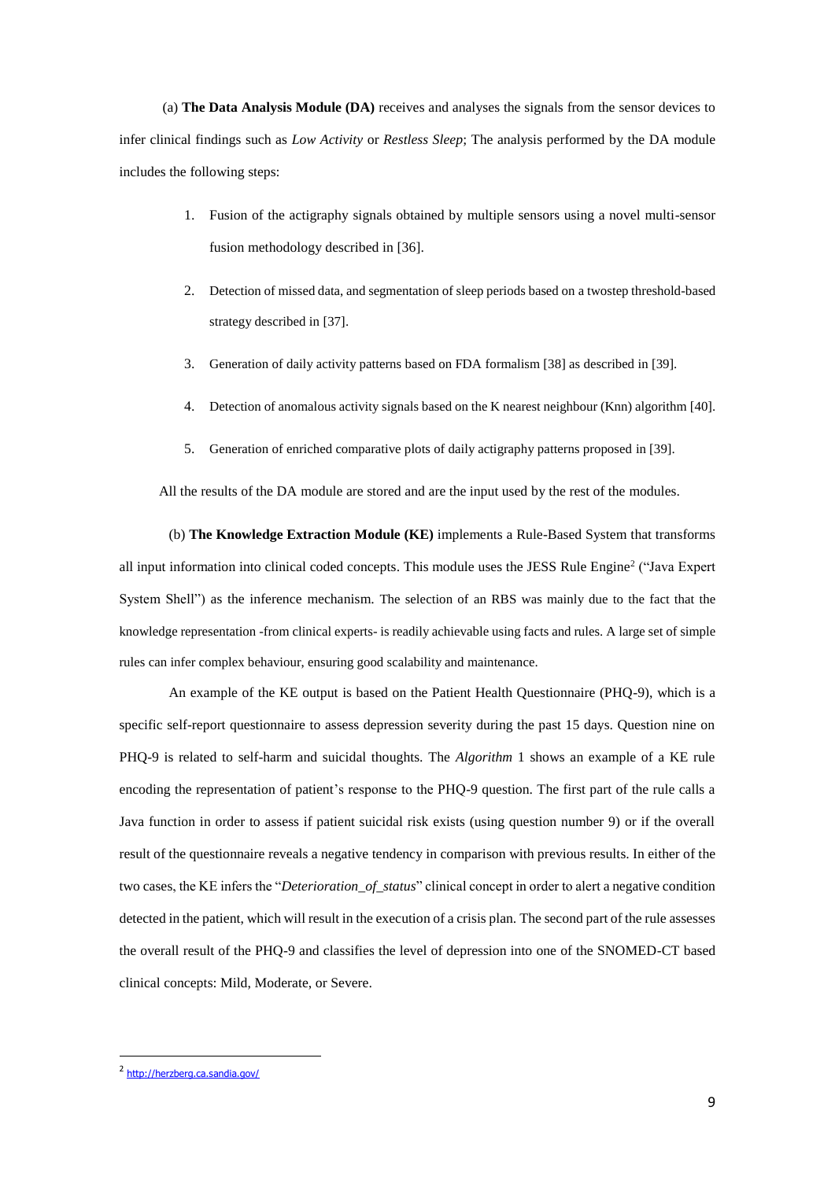(a) **The Data Analysis Module (DA)** receives and analyses the signals from the sensor devices to infer clinical findings such as *Low Activity* or *Restless Sleep*; The analysis performed by the DA module includes the following steps:

1. Fusion of the actigraphy signals obtained by multiple sensors using a novel multi-sensor fusion methodology described in [36].
2. Detection of missed data, and segmentation of sleep periods based on a twostep threshold-based strategy described in [37].
3. Generation of daily activity patterns based on FDA formalism [38] as described in [39].
4. Detection of anomalous activity signals based on the K nearest neighbour (Knn) algorithm [40].
5. Generation of enriched comparative plots of daily actigraphy patterns proposed in [39].

All the results of the DA module are stored and are the input used by the rest of the modules.

(b) **The Knowledge Extraction Module (KE)** implements a Rule-Based System that transforms all input information into clinical coded concepts. This module uses the JESS Rule Engine[2] ("Java Expert System Shell") as the inference mechanism. The selection of an RBS was mainly due to the fact that the knowledge representation -from clinical experts- is readily achievable using facts and rules. A large set of simple rules can infer complex behaviour, ensuring good scalability and maintenance.

An example of the KE output is based on the Patient Health Questionnaire (PHQ-9), which is a specific self-report questionnaire to assess depression severity during the past 15 days. Question nine on PHQ-9 is related to self-harm and suicidal thoughts. The *Algorithm* 1 shows an example of a KE rule encoding the representation of patient's response to the PHQ-9 question. The first part of the rule calls a Java function in order to assess if patient suicidal risk exists (using question number 9) or if the overall result of the questionnaire reveals a negative tendency in comparison with previous results. In either of the two cases, the KE infers the "*Deterioration_of_status*" clinical concept in order to alert a negative condition detected in the patient, which will result in the execution of a crisis plan. The second part of the rule assesses the overall result of the PHQ-9 and classifies the level of depression into one of the SNOMED-CT based clinical concepts: Mild, Moderate, or Severe.

[2] http://herzberg.ca.sandia.gov/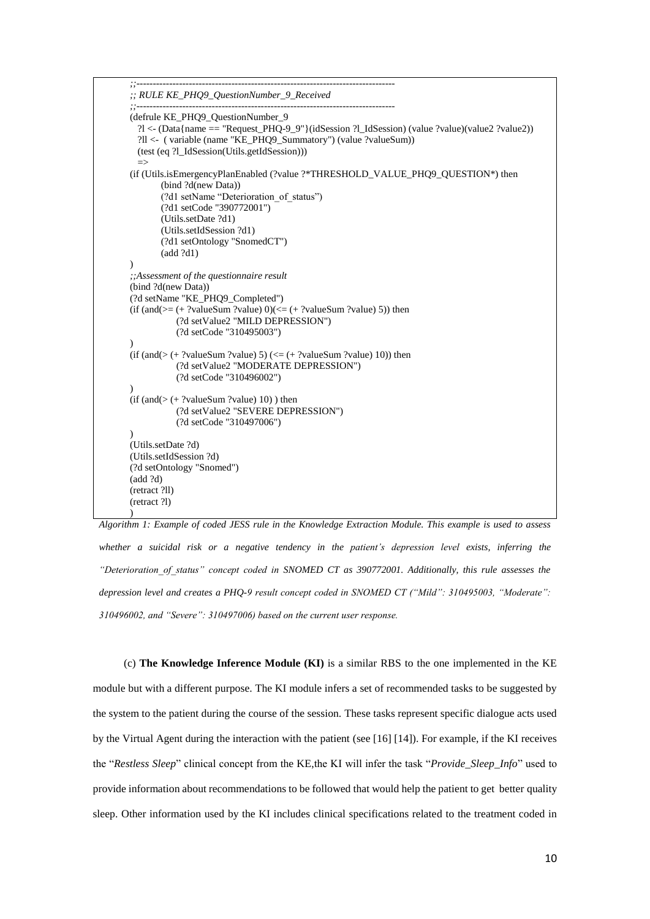```
;;-------------------------------------------------------------------------------
;; RULE KE_PHQ9_QuestionNumber_9_Received
;;-------------------------------------------------------------------------------
(defrule KE_PHQ9_QuestionNumber_9
  ?l <- (Data{name == "Request_PHQ-9_9"}(idSession ?l_IdSession) (value ?value)(value2 ?value2))
  ?ll <-  ( variable (name "KE_PHQ9_Summatory") (value ?valueSum))
  (test (eq ?l_IdSession(Utils.getIdSession)))
  =>
(if (Utils.isEmergencyPlanEnabled (?value ?*THRESHOLD_VALUE_PHQ9_QUESTION*) then
        (bind ?d(new Data))
        (?d1 setName "Deterioration_of_status")
        (?d1 setCode "390772001")
        (Utils.setDate ?d1)
        (Utils.setIdSession ?d1)
        (?d1 setOntology "SnomedCT")
        (add ?d1)
)
;;Assessment of the questionnaire result
(bind ?d(new Data))
(?d setName "KE_PHQ9_Completed")
(if (and(>= (+ ?valueSum ?value) 0)(<= (+ ?valueSum ?value) 5)) then
            (?d setValue2 "MILD DEPRESSION")
            (?d setCode "310495003")
)
(if (and(> (+ ?valueSum ?value) 5) (<= (+ ?valueSum ?value) 10)) then
            (?d setValue2 "MODERATE DEPRESSION")
            (?d setCode "310496002")
)
(if (and(> (+ ?valueSum ?value) 10) ) then
            (?d setValue2 "SEVERE DEPRESSION")
            (?d setCode "310497006")
)
(Utils.setDate ?d)
(Utils.setIdSession ?d)
(?d setOntology "Snomed")
(add ?d)
(retract ?ll)
(retract ?l)
)
```

*Algorithm 1: Example of coded JESS rule in the Knowledge Extraction Module. This example is used to assess whether a suicidal risk or a negative tendency in the patient's depression level exists, inferring the "Deterioration_of_status" concept coded in SNOMED CT as 390772001. Additionally, this rule assesses the depression level and creates a PHQ-9 result concept coded in SNOMED CT ("Mild": 310495003, "Moderate": 310496002, and "Severe": 310497006) based on the current user response.*

(c) **The Knowledge Inference Module (KI)** is a similar RBS to the one implemented in the KE module but with a different purpose. The KI module infers a set of recommended tasks to be suggested by the system to the patient during the course of the session. These tasks represent specific dialogue acts used by the Virtual Agent during the interaction with the patient (see [16] [14]). For example, if the KI receives the "*Restless Sleep*" clinical concept from the KE,the KI will infer the task "*Provide_Sleep_Info*" used to provide information about recommendations to be followed that would help the patient to get better quality sleep. Other information used by the KI includes clinical specifications related to the treatment coded in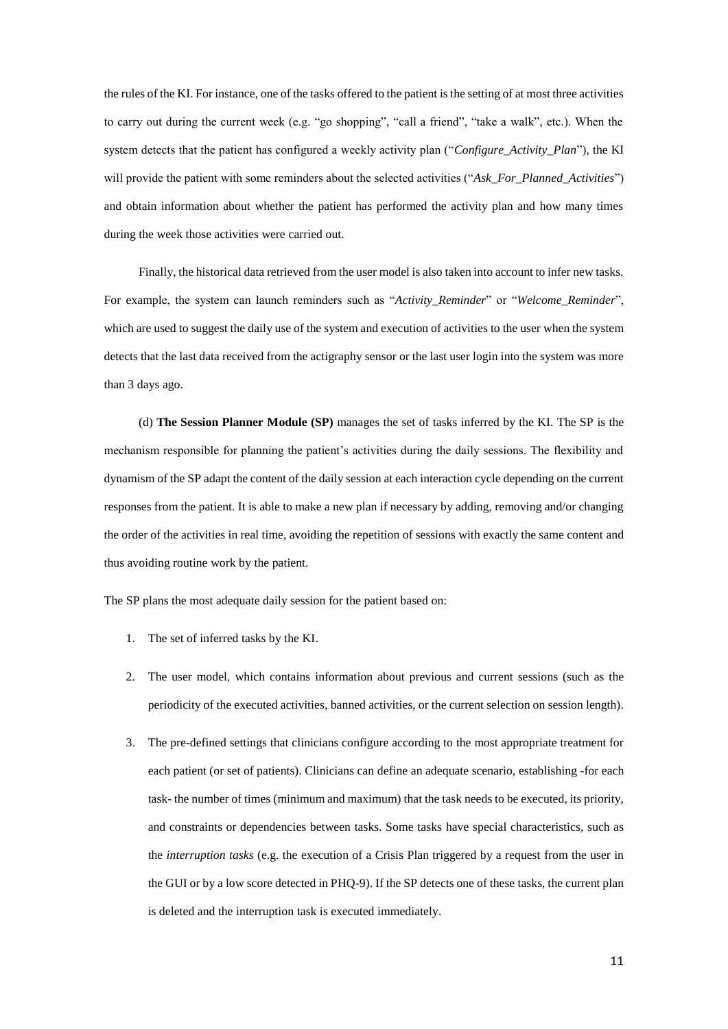the rules of the KI. For instance, one of the tasks offered to the patient is the setting of at most three activities to carry out during the current week (e.g. "go shopping", "call a friend", "take a walk", etc.). When the system detects that the patient has configured a weekly activity plan ("*Configure_Activity_Plan*"), the KI will provide the patient with some reminders about the selected activities ("*Ask_For_Planned_Activities*") and obtain information about whether the patient has performed the activity plan and how many times during the week those activities were carried out.

Finally, the historical data retrieved from the user model is also taken into account to infer new tasks. For example, the system can launch reminders such as "*Activity_Reminder*" or "*Welcome_Reminder*", which are used to suggest the daily use of the system and execution of activities to the user when the system detects that the last data received from the actigraphy sensor or the last user login into the system was more than 3 days ago.

(d) **The Session Planner Module (SP)** manages the set of tasks inferred by the KI. The SP is the mechanism responsible for planning the patient's activities during the daily sessions. The flexibility and dynamism of the SP adapt the content of the daily session at each interaction cycle depending on the current responses from the patient. It is able to make a new plan if necessary by adding, removing and/or changing the order of the activities in real time, avoiding the repetition of sessions with exactly the same content and thus avoiding routine work by the patient.

The SP plans the most adequate daily session for the patient based on:

1. The set of inferred tasks by the KI.
2. The user model, which contains information about previous and current sessions (such as the periodicity of the executed activities, banned activities, or the current selection on session length).
3. The pre-defined settings that clinicians configure according to the most appropriate treatment for each patient (or set of patients). Clinicians can define an adequate scenario, establishing -for each task- the number of times (minimum and maximum) that the task needs to be executed, its priority, and constraints or dependencies between tasks. Some tasks have special characteristics, such as the *interruption tasks* (e.g. the execution of a Crisis Plan triggered by a request from the user in the GUI or by a low score detected in PHQ-9). If the SP detects one of these tasks, the current plan is deleted and the interruption task is executed immediately.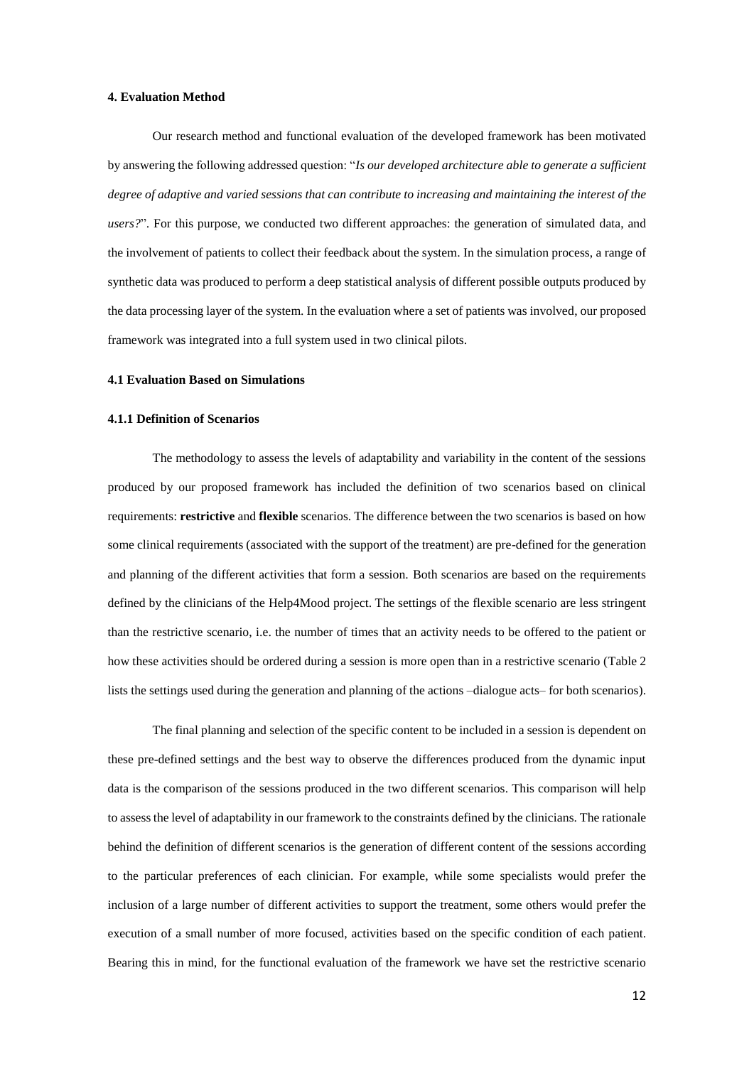#### 4. Evaluation Method

Our research method and functional evaluation of the developed framework has been motivated by answering the following addressed question: "*Is our developed architecture able to generate a sufficient degree of adaptive and varied sessions that can contribute to increasing and maintaining the interest of the users?*". For this purpose, we conducted two different approaches: the generation of simulated data, and the involvement of patients to collect their feedback about the system. In the simulation process, a range of synthetic data was produced to perform a deep statistical analysis of different possible outputs produced by the data processing layer of the system. In the evaluation where a set of patients was involved, our proposed framework was integrated into a full system used in two clinical pilots.

#### 4.1 Evaluation Based on Simulations

#### 4.1.1 Definition of Scenarios

The methodology to assess the levels of adaptability and variability in the content of the sessions produced by our proposed framework has included the definition of two scenarios based on clinical requirements: **restrictive** and **flexible** scenarios. The difference between the two scenarios is based on how some clinical requirements (associated with the support of the treatment) are pre-defined for the generation and planning of the different activities that form a session. Both scenarios are based on the requirements defined by the clinicians of the Help4Mood project. The settings of the flexible scenario are less stringent than the restrictive scenario, i.e. the number of times that an activity needs to be offered to the patient or how these activities should be ordered during a session is more open than in a restrictive scenario (Table 2 lists the settings used during the generation and planning of the actions –dialogue acts– for both scenarios).

The final planning and selection of the specific content to be included in a session is dependent on these pre-defined settings and the best way to observe the differences produced from the dynamic input data is the comparison of the sessions produced in the two different scenarios. This comparison will help to assess the level of adaptability in our framework to the constraints defined by the clinicians. The rationale behind the definition of different scenarios is the generation of different content of the sessions according to the particular preferences of each clinician. For example, while some specialists would prefer the inclusion of a large number of different activities to support the treatment, some others would prefer the execution of a small number of more focused, activities based on the specific condition of each patient. Bearing this in mind, for the functional evaluation of the framework we have set the restrictive scenario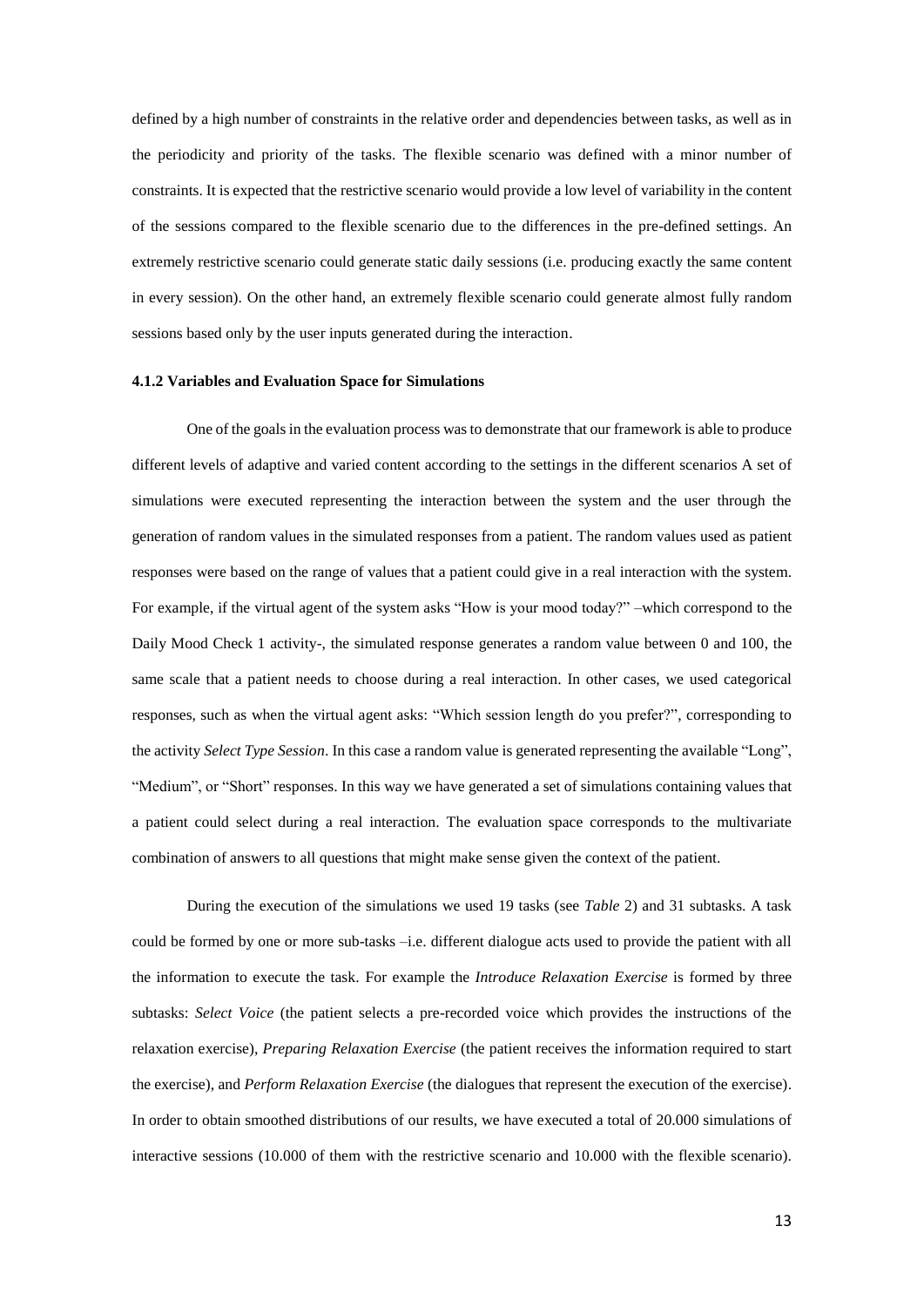defined by a high number of constraints in the relative order and dependencies between tasks, as well as in the periodicity and priority of the tasks. The flexible scenario was defined with a minor number of constraints. It is expected that the restrictive scenario would provide a low level of variability in the content of the sessions compared to the flexible scenario due to the differences in the pre-defined settings. An extremely restrictive scenario could generate static daily sessions (i.e. producing exactly the same content in every session). On the other hand, an extremely flexible scenario could generate almost fully random sessions based only by the user inputs generated during the interaction.

#### 4.1.2 Variables and Evaluation Space for Simulations

One of the goals in the evaluation process was to demonstrate that our framework is able to produce different levels of adaptive and varied content according to the settings in the different scenarios A set of simulations were executed representing the interaction between the system and the user through the generation of random values in the simulated responses from a patient. The random values used as patient responses were based on the range of values that a patient could give in a real interaction with the system. For example, if the virtual agent of the system asks "How is your mood today?" –which correspond to the Daily Mood Check 1 activity-, the simulated response generates a random value between 0 and 100, the same scale that a patient needs to choose during a real interaction. In other cases, we used categorical responses, such as when the virtual agent asks: "Which session length do you prefer?", corresponding to the activity *Select Type Session*. In this case a random value is generated representing the available "Long", "Medium", or "Short" responses. In this way we have generated a set of simulations containing values that a patient could select during a real interaction. The evaluation space corresponds to the multivariate combination of answers to all questions that might make sense given the context of the patient.

During the execution of the simulations we used 19 tasks (see *Table* 2) and 31 subtasks. A task could be formed by one or more sub-tasks –i.e. different dialogue acts used to provide the patient with all the information to execute the task. For example the *Introduce Relaxation Exercise* is formed by three subtasks: *Select Voice* (the patient selects a pre-recorded voice which provides the instructions of the relaxation exercise), *Preparing Relaxation Exercise* (the patient receives the information required to start the exercise), and *Perform Relaxation Exercise* (the dialogues that represent the execution of the exercise). In order to obtain smoothed distributions of our results, we have executed a total of 20.000 simulations of interactive sessions (10.000 of them with the restrictive scenario and 10.000 with the flexible scenario).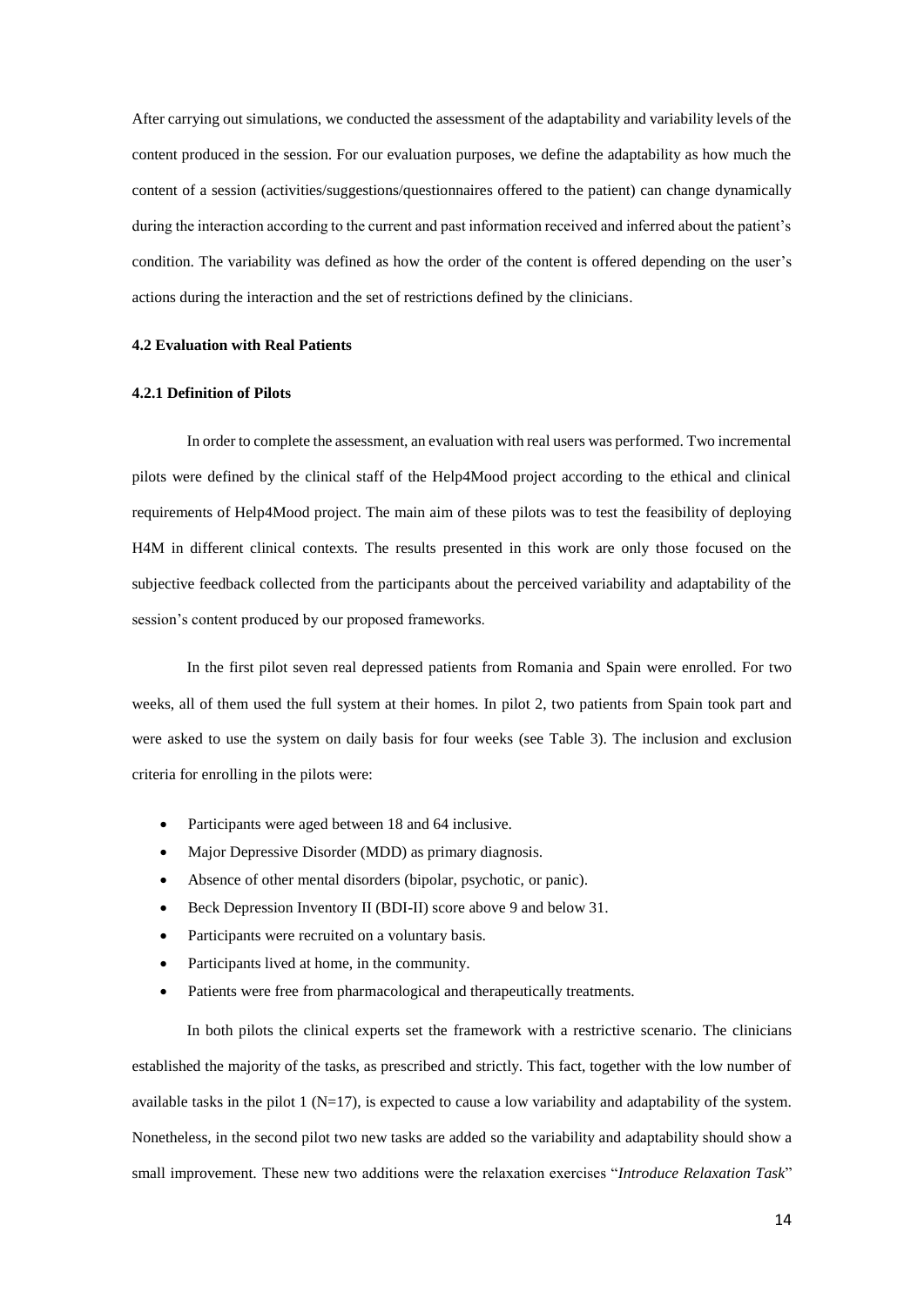After carrying out simulations, we conducted the assessment of the adaptability and variability levels of the content produced in the session. For our evaluation purposes, we define the adaptability as how much the content of a session (activities/suggestions/questionnaires offered to the patient) can change dynamically during the interaction according to the current and past information received and inferred about the patient's condition. The variability was defined as how the order of the content is offered depending on the user's actions during the interaction and the set of restrictions defined by the clinicians.

### 4.2 Evaluation with Real Patients

#### 4.2.1 Definition of Pilots

In order to complete the assessment, an evaluation with real users was performed. Two incremental pilots were defined by the clinical staff of the Help4Mood project according to the ethical and clinical requirements of Help4Mood project. The main aim of these pilots was to test the feasibility of deploying H4M in different clinical contexts. The results presented in this work are only those focused on the subjective feedback collected from the participants about the perceived variability and adaptability of the session's content produced by our proposed frameworks.

In the first pilot seven real depressed patients from Romania and Spain were enrolled. For two weeks, all of them used the full system at their homes. In pilot 2, two patients from Spain took part and were asked to use the system on daily basis for four weeks (see Table 3). The inclusion and exclusion criteria for enrolling in the pilots were:

- Participants were aged between 18 and 64 inclusive.
- Major Depressive Disorder (MDD) as primary diagnosis.
- Absence of other mental disorders (bipolar, psychotic, or panic).
- Beck Depression Inventory II (BDI-II) score above 9 and below 31.
- Participants were recruited on a voluntary basis.
- Participants lived at home, in the community.
- Patients were free from pharmacological and therapeutically treatments.

In both pilots the clinical experts set the framework with a restrictive scenario. The clinicians established the majority of the tasks, as prescribed and strictly. This fact, together with the low number of available tasks in the pilot 1 (N=17), is expected to cause a low variability and adaptability of the system. Nonetheless, in the second pilot two new tasks are added so the variability and adaptability should show a small improvement. These new two additions were the relaxation exercises "*Introduce Relaxation Task*"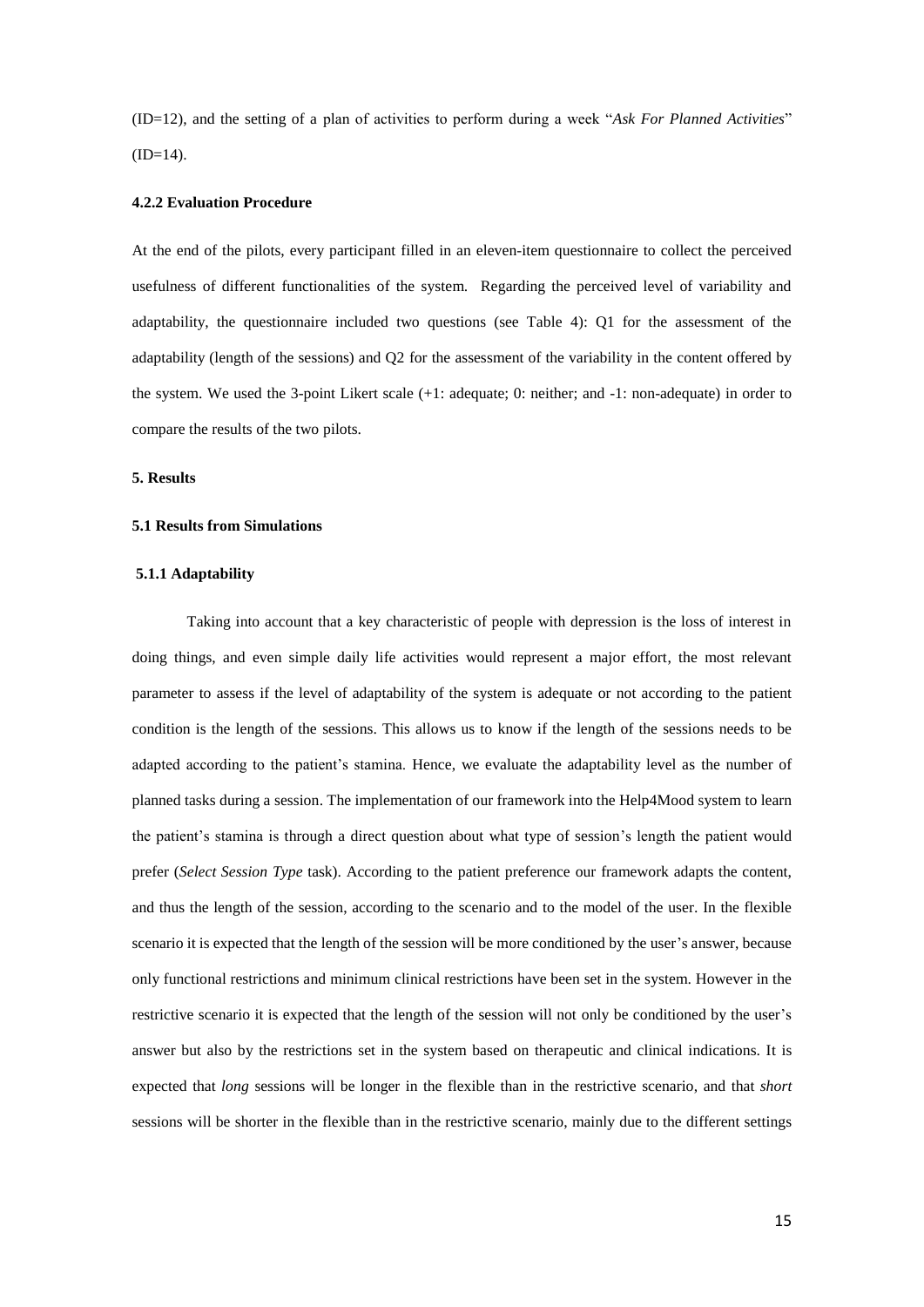(ID=12), and the setting of a plan of activities to perform during a week "*Ask For Planned Activities*" (ID=14).

#### 4.2.2 Evaluation Procedure

At the end of the pilots, every participant filled in an eleven-item questionnaire to collect the perceived usefulness of different functionalities of the system. Regarding the perceived level of variability and adaptability, the questionnaire included two questions (see Table 4): Q1 for the assessment of the adaptability (length of the sessions) and Q2 for the assessment of the variability in the content offered by the system. We used the 3-point Likert scale (+1: adequate; 0: neither; and -1: non-adequate) in order to compare the results of the two pilots.

## 5. Results

### 5.1 Results from Simulations

#### 5.1.1 Adaptability

Taking into account that a key characteristic of people with depression is the loss of interest in doing things, and even simple daily life activities would represent a major effort, the most relevant parameter to assess if the level of adaptability of the system is adequate or not according to the patient condition is the length of the sessions. This allows us to know if the length of the sessions needs to be adapted according to the patient's stamina. Hence, we evaluate the adaptability level as the number of planned tasks during a session. The implementation of our framework into the Help4Mood system to learn the patient's stamina is through a direct question about what type of session's length the patient would prefer (*Select Session Type* task). According to the patient preference our framework adapts the content, and thus the length of the session, according to the scenario and to the model of the user. In the flexible scenario it is expected that the length of the session will be more conditioned by the user's answer, because only functional restrictions and minimum clinical restrictions have been set in the system. However in the restrictive scenario it is expected that the length of the session will not only be conditioned by the user's answer but also by the restrictions set in the system based on therapeutic and clinical indications. It is expected that *long* sessions will be longer in the flexible than in the restrictive scenario, and that *short* sessions will be shorter in the flexible than in the restrictive scenario, mainly due to the different settings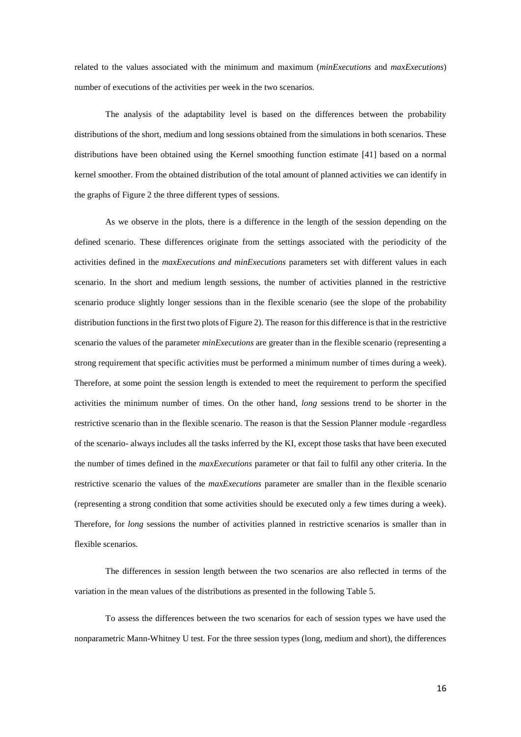related to the values associated with the minimum and maximum (*minExecutions* and *maxExecutions*) number of executions of the activities per week in the two scenarios.

The analysis of the adaptability level is based on the differences between the probability distributions of the short, medium and long sessions obtained from the simulations in both scenarios. These distributions have been obtained using the Kernel smoothing function estimate [41] based on a normal kernel smoother. From the obtained distribution of the total amount of planned activities we can identify in the graphs of Figure 2 the three different types of sessions.

As we observe in the plots, there is a difference in the length of the session depending on the defined scenario. These differences originate from the settings associated with the periodicity of the activities defined in the *maxExecutions and minExecutions* parameters set with different values in each scenario. In the short and medium length sessions, the number of activities planned in the restrictive scenario produce slightly longer sessions than in the flexible scenario (see the slope of the probability distribution functions in the first two plots of Figure 2). The reason for this difference is that in the restrictive scenario the values of the parameter *minExecutions* are greater than in the flexible scenario (representing a strong requirement that specific activities must be performed a minimum number of times during a week). Therefore, at some point the session length is extended to meet the requirement to perform the specified activities the minimum number of times. On the other hand, *long* sessions trend to be shorter in the restrictive scenario than in the flexible scenario. The reason is that the Session Planner module -regardless of the scenario- always includes all the tasks inferred by the KI, except those tasks that have been executed the number of times defined in the *maxExecutions* parameter or that fail to fulfil any other criteria. In the restrictive scenario the values of the *maxExecutions* parameter are smaller than in the flexible scenario (representing a strong condition that some activities should be executed only a few times during a week). Therefore, for *long* sessions the number of activities planned in restrictive scenarios is smaller than in flexible scenarios.

The differences in session length between the two scenarios are also reflected in terms of the variation in the mean values of the distributions as presented in the following Table 5.

To assess the differences between the two scenarios for each of session types we have used the nonparametric Mann-Whitney U test. For the three session types (long, medium and short), the differences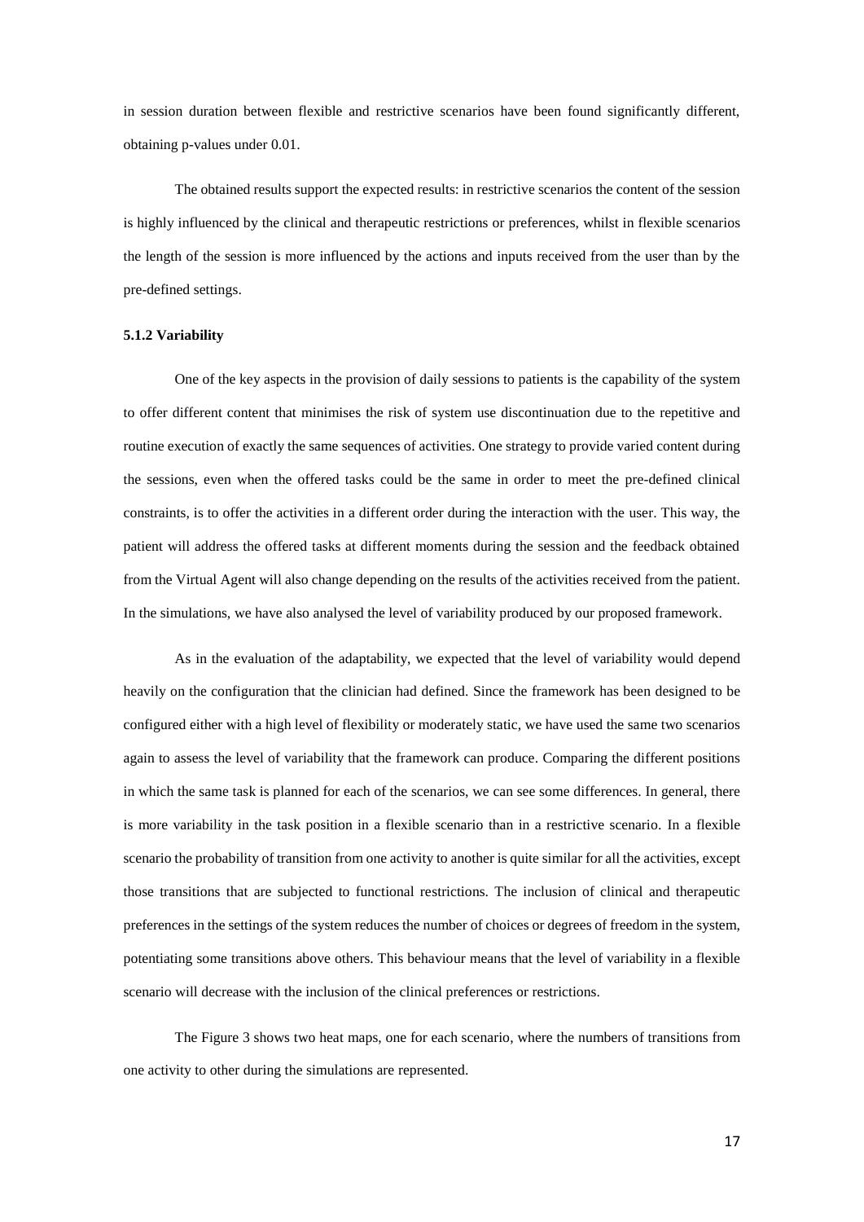in session duration between flexible and restrictive scenarios have been found significantly different, obtaining p-values under 0.01.

The obtained results support the expected results: in restrictive scenarios the content of the session is highly influenced by the clinical and therapeutic restrictions or preferences, whilst in flexible scenarios the length of the session is more influenced by the actions and inputs received from the user than by the pre-defined settings.

### 5.1.2 Variability

One of the key aspects in the provision of daily sessions to patients is the capability of the system to offer different content that minimises the risk of system use discontinuation due to the repetitive and routine execution of exactly the same sequences of activities. One strategy to provide varied content during the sessions, even when the offered tasks could be the same in order to meet the pre-defined clinical constraints, is to offer the activities in a different order during the interaction with the user. This way, the patient will address the offered tasks at different moments during the session and the feedback obtained from the Virtual Agent will also change depending on the results of the activities received from the patient. In the simulations, we have also analysed the level of variability produced by our proposed framework.

As in the evaluation of the adaptability, we expected that the level of variability would depend heavily on the configuration that the clinician had defined. Since the framework has been designed to be configured either with a high level of flexibility or moderately static, we have used the same two scenarios again to assess the level of variability that the framework can produce. Comparing the different positions in which the same task is planned for each of the scenarios, we can see some differences. In general, there is more variability in the task position in a flexible scenario than in a restrictive scenario. In a flexible scenario the probability of transition from one activity to another is quite similar for all the activities, except those transitions that are subjected to functional restrictions. The inclusion of clinical and therapeutic preferences in the settings of the system reduces the number of choices or degrees of freedom in the system, potentiating some transitions above others. This behaviour means that the level of variability in a flexible scenario will decrease with the inclusion of the clinical preferences or restrictions.

The Figure 3 shows two heat maps, one for each scenario, where the numbers of transitions from one activity to other during the simulations are represented.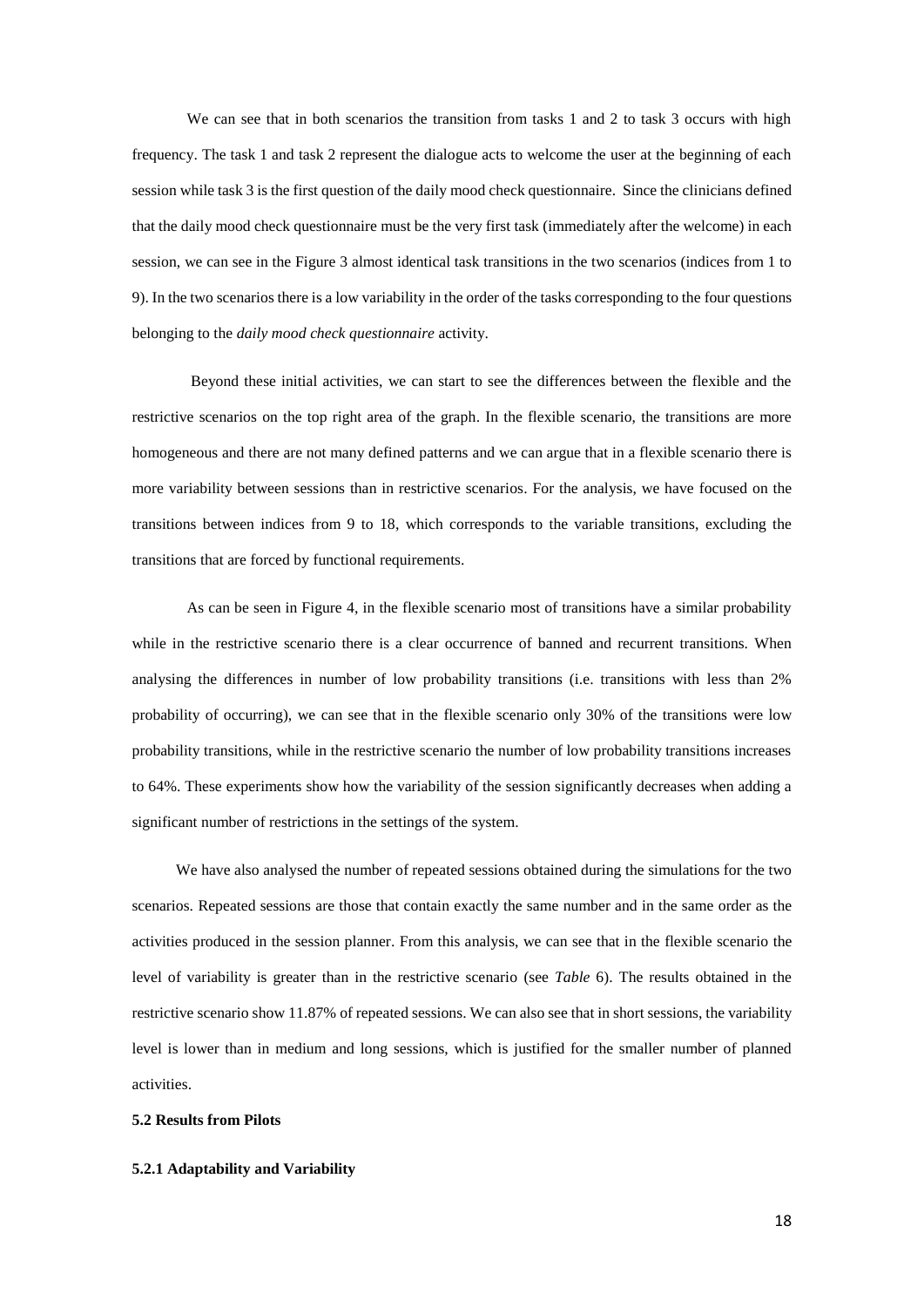We can see that in both scenarios the transition from tasks 1 and 2 to task 3 occurs with high frequency. The task 1 and task 2 represent the dialogue acts to welcome the user at the beginning of each session while task 3 is the first question of the daily mood check questionnaire. Since the clinicians defined that the daily mood check questionnaire must be the very first task (immediately after the welcome) in each session, we can see in the Figure 3 almost identical task transitions in the two scenarios (indices from 1 to 9). In the two scenarios there is a low variability in the order of the tasks corresponding to the four questions belonging to the *daily mood check questionnaire* activity.

Beyond these initial activities, we can start to see the differences between the flexible and the restrictive scenarios on the top right area of the graph. In the flexible scenario, the transitions are more homogeneous and there are not many defined patterns and we can argue that in a flexible scenario there is more variability between sessions than in restrictive scenarios. For the analysis, we have focused on the transitions between indices from 9 to 18, which corresponds to the variable transitions, excluding the transitions that are forced by functional requirements.

As can be seen in Figure 4, in the flexible scenario most of transitions have a similar probability while in the restrictive scenario there is a clear occurrence of banned and recurrent transitions. When analysing the differences in number of low probability transitions (i.e. transitions with less than 2% probability of occurring), we can see that in the flexible scenario only 30% of the transitions were low probability transitions, while in the restrictive scenario the number of low probability transitions increases to 64%. These experiments show how the variability of the session significantly decreases when adding a significant number of restrictions in the settings of the system.

We have also analysed the number of repeated sessions obtained during the simulations for the two scenarios. Repeated sessions are those that contain exactly the same number and in the same order as the activities produced in the session planner. From this analysis, we can see that in the flexible scenario the level of variability is greater than in the restrictive scenario (see *Table* 6). The results obtained in the restrictive scenario show 11.87% of repeated sessions. We can also see that in short sessions, the variability level is lower than in medium and long sessions, which is justified for the smaller number of planned activities.

### 5.2 Results from Pilots

#### 5.2.1 Adaptability and Variability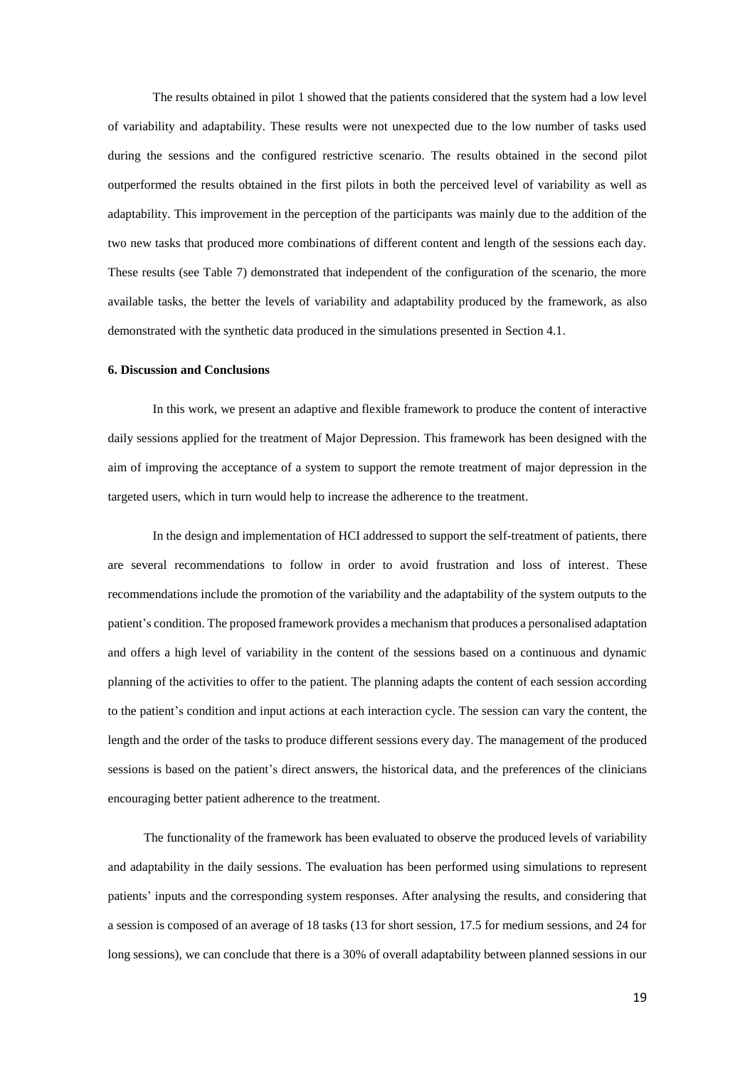The results obtained in pilot 1 showed that the patients considered that the system had a low level of variability and adaptability. These results were not unexpected due to the low number of tasks used during the sessions and the configured restrictive scenario. The results obtained in the second pilot outperformed the results obtained in the first pilots in both the perceived level of variability as well as adaptability. This improvement in the perception of the participants was mainly due to the addition of the two new tasks that produced more combinations of different content and length of the sessions each day. These results (see Table 7) demonstrated that independent of the configuration of the scenario, the more available tasks, the better the levels of variability and adaptability produced by the framework, as also demonstrated with the synthetic data produced in the simulations presented in Section 4.1.

### 6. Discussion and Conclusions

In this work, we present an adaptive and flexible framework to produce the content of interactive daily sessions applied for the treatment of Major Depression. This framework has been designed with the aim of improving the acceptance of a system to support the remote treatment of major depression in the targeted users, which in turn would help to increase the adherence to the treatment.

In the design and implementation of HCI addressed to support the self-treatment of patients, there are several recommendations to follow in order to avoid frustration and loss of interest. These recommendations include the promotion of the variability and the adaptability of the system outputs to the patient's condition. The proposed framework provides a mechanism that produces a personalised adaptation and offers a high level of variability in the content of the sessions based on a continuous and dynamic planning of the activities to offer to the patient. The planning adapts the content of each session according to the patient's condition and input actions at each interaction cycle. The session can vary the content, the length and the order of the tasks to produce different sessions every day. The management of the produced sessions is based on the patient's direct answers, the historical data, and the preferences of the clinicians encouraging better patient adherence to the treatment.

The functionality of the framework has been evaluated to observe the produced levels of variability and adaptability in the daily sessions. The evaluation has been performed using simulations to represent patients' inputs and the corresponding system responses. After analysing the results, and considering that a session is composed of an average of 18 tasks (13 for short session, 17.5 for medium sessions, and 24 for long sessions), we can conclude that there is a 30% of overall adaptability between planned sessions in our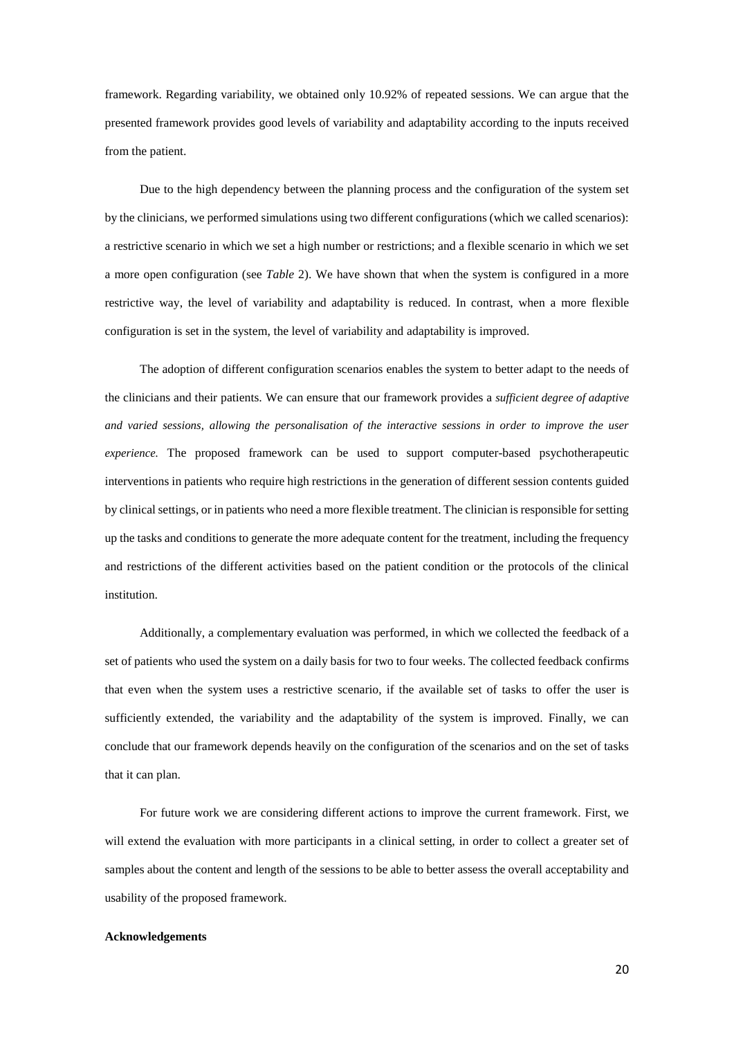framework. Regarding variability, we obtained only 10.92% of repeated sessions. We can argue that the presented framework provides good levels of variability and adaptability according to the inputs received from the patient.

Due to the high dependency between the planning process and the configuration of the system set by the clinicians, we performed simulations using two different configurations (which we called scenarios): a restrictive scenario in which we set a high number or restrictions; and a flexible scenario in which we set a more open configuration (see *Table* 2). We have shown that when the system is configured in a more restrictive way, the level of variability and adaptability is reduced. In contrast, when a more flexible configuration is set in the system, the level of variability and adaptability is improved.

The adoption of different configuration scenarios enables the system to better adapt to the needs of the clinicians and their patients. We can ensure that our framework provides a *sufficient degree of adaptive and varied sessions, allowing the personalisation of the interactive sessions in order to improve the user experience.* The proposed framework can be used to support computer-based psychotherapeutic interventions in patients who require high restrictions in the generation of different session contents guided by clinical settings, or in patients who need a more flexible treatment. The clinician is responsible for setting up the tasks and conditions to generate the more adequate content for the treatment, including the frequency and restrictions of the different activities based on the patient condition or the protocols of the clinical institution.

Additionally, a complementary evaluation was performed, in which we collected the feedback of a set of patients who used the system on a daily basis for two to four weeks. The collected feedback confirms that even when the system uses a restrictive scenario, if the available set of tasks to offer the user is sufficiently extended, the variability and the adaptability of the system is improved. Finally, we can conclude that our framework depends heavily on the configuration of the scenarios and on the set of tasks that it can plan.

For future work we are considering different actions to improve the current framework. First, we will extend the evaluation with more participants in a clinical setting, in order to collect a greater set of samples about the content and length of the sessions to be able to better assess the overall acceptability and usability of the proposed framework.

**Acknowledgements**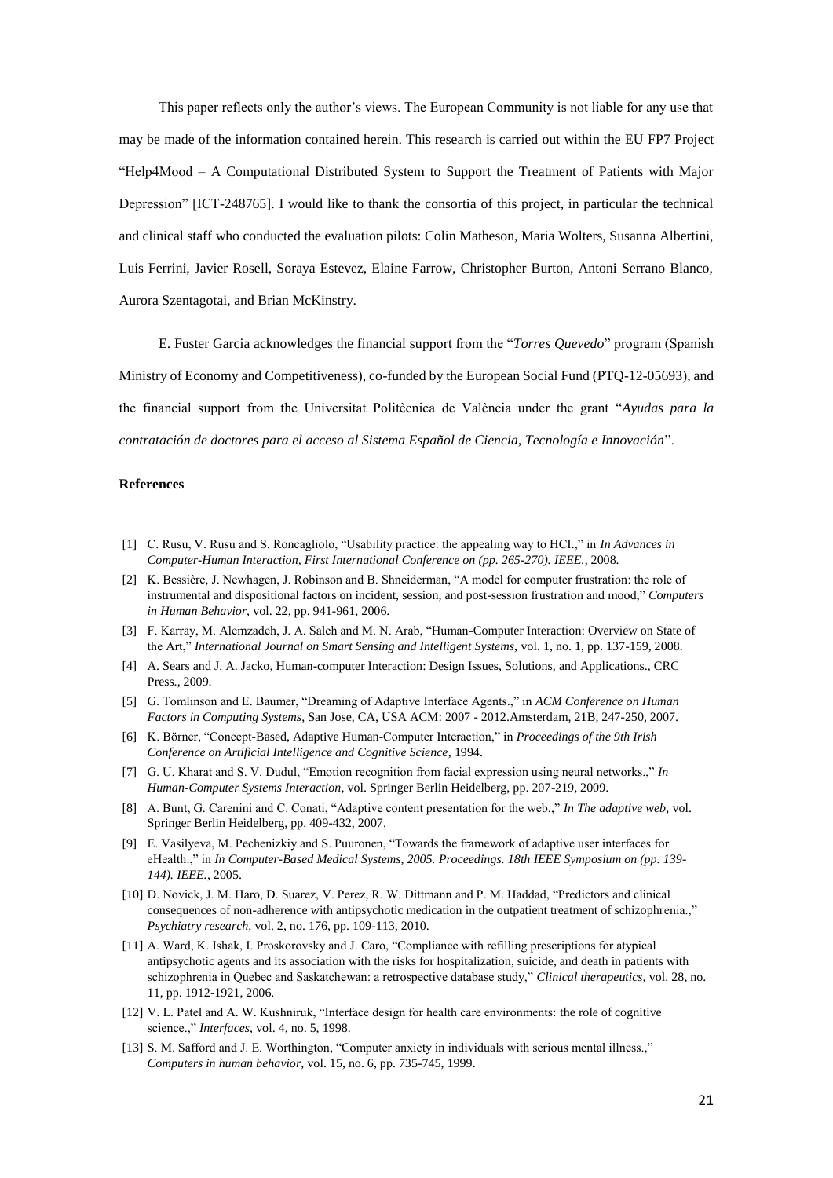This paper reflects only the author's views. The European Community is not liable for any use that may be made of the information contained herein. This research is carried out within the EU FP7 Project "Help4Mood – A Computational Distributed System to Support the Treatment of Patients with Major Depression" [ICT-248765]. I would like to thank the consortia of this project, in particular the technical and clinical staff who conducted the evaluation pilots: Colin Matheson, Maria Wolters, Susanna Albertini, Luis Ferrini, Javier Rosell, Soraya Estevez, Elaine Farrow, Christopher Burton, Antoni Serrano Blanco, Aurora Szentagotai, and Brian McKinstry.

E. Fuster Garcia acknowledges the financial support from the "*Torres Quevedo*" program (Spanish Ministry of Economy and Competitiveness), co-funded by the European Social Fund (PTQ-12-05693), and the financial support from the Universitat Politècnica de València under the grant "*Ayudas para la contratación de doctores para el acceso al Sistema Español de Ciencia, Tecnología e Innovación*".

**References**

[1] C. Rusu, V. Rusu and S. Roncagliolo, "Usability practice: the appealing way to HCI.," in *In Advances in Computer-Human Interaction, First International Conference on (pp. 265-270). IEEE.*, 2008.

[2] K. Bessière, J. Newhagen, J. Robinson and B. Shneiderman, "A model for computer frustration: the role of instrumental and dispositional factors on incident, session, and post-session frustration and mood," *Computers in Human Behavior*, vol. 22, pp. 941-961, 2006.

[3] F. Karray, M. Alemzadeh, J. A. Saleh and M. N. Arab, "Human-Computer Interaction: Overview on State of the Art," *International Journal on Smart Sensing and Intelligent Systems*, vol. 1, no. 1, pp. 137-159, 2008.

[4] A. Sears and J. A. Jacko, Human-computer Interaction: Design Issues, Solutions, and Applications., CRC Press., 2009.

[5] G. Tomlinson and E. Baumer, "Dreaming of Adaptive Interface Agents.," in *ACM Conference on Human Factors in Computing Systems*, San Jose, CA, USA ACM: 2007 - 2012.Amsterdam, 21B, 247-250, 2007.

[6] K. Börner, "Concept-Based, Adaptive Human-Computer Interaction," in *Proceedings of the 9th Irish Conference on Artificial Intelligence and Cognitive Science*, 1994.

[7] G. U. Kharat and S. V. Dudul, "Emotion recognition from facial expression using neural networks.," *In Human-Computer Systems Interaction*, vol. Springer Berlin Heidelberg, pp. 207-219, 2009.

[8] A. Bunt, G. Carenini and C. Conati, "Adaptive content presentation for the web.," *In The adaptive web*, vol. Springer Berlin Heidelberg, pp. 409-432, 2007.

[9] E. Vasilyeva, M. Pechenizkiy and S. Puuronen, "Towards the framework of adaptive user interfaces for eHealth.," in *In Computer-Based Medical Systems, 2005. Proceedings. 18th IEEE Symposium on (pp. 139-144). IEEE.*, 2005.

[10] D. Novick, J. M. Haro, D. Suarez, V. Perez, R. W. Dittmann and P. M. Haddad, "Predictors and clinical consequences of non-adherence with antipsychotic medication in the outpatient treatment of schizophrenia.," *Psychiatry research*, vol. 2, no. 176, pp. 109-113, 2010.

[11] A. Ward, K. Ishak, I. Proskorovsky and J. Caro, "Compliance with refilling prescriptions for atypical antipsychotic agents and its association with the risks for hospitalization, suicide, and death in patients with schizophrenia in Quebec and Saskatchewan: a retrospective database study," *Clinical therapeutics*, vol. 28, no. 11, pp. 1912-1921, 2006.

[12] V. L. Patel and A. W. Kushniruk, "Interface design for health care environments: the role of cognitive science.," *Interfaces*, vol. 4, no. 5, 1998.

[13] S. M. Safford and J. E. Worthington, "Computer anxiety in individuals with serious mental illness.," *Computers in human behavior*, vol. 15, no. 6, pp. 735-745, 1999.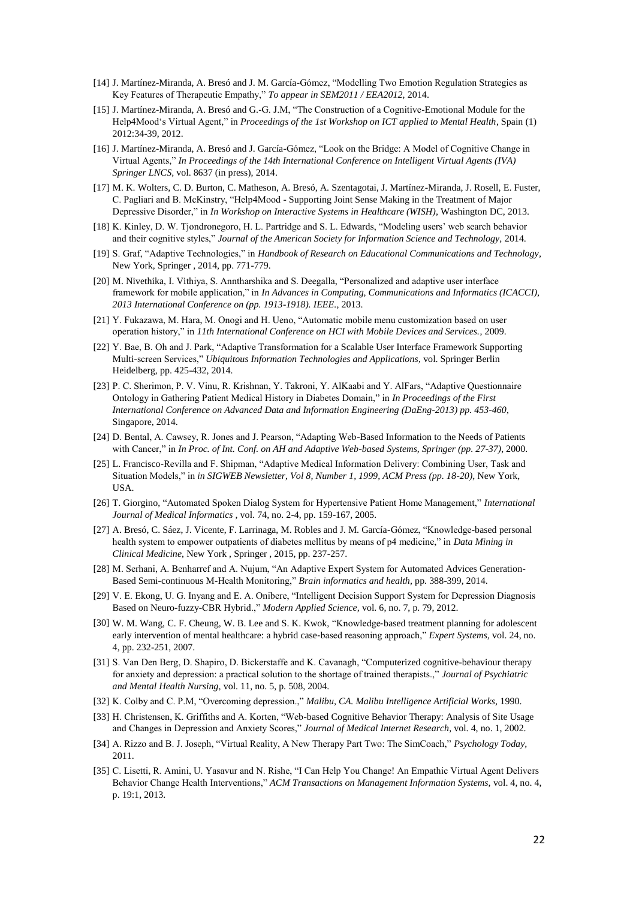[14] J. Martínez-Miranda, A. Bresó and J. M. García-Gómez, "Modelling Two Emotion Regulation Strategies as Key Features of Therapeutic Empathy," *To appear in SEM2011 / EEA2012,* 2014.

[15] J. Martínez-Miranda, A. Bresó and G.-G. J.M, "The Construction of a Cognitive-Emotional Module for the Help4Mood's Virtual Agent," in *Proceedings of the 1st Workshop on ICT applied to Mental Health*, Spain (1) 2012:34-39, 2012.

[16] J. Martínez-Miranda, A. Bresó and J. García-Gómez, "Look on the Bridge: A Model of Cognitive Change in Virtual Agents," *In Proceedings of the 14th International Conference on Intelligent Virtual Agents (IVA) Springer LNCS*, vol. 8637 (in press), 2014.

[17] M. K. Wolters, C. D. Burton, C. Matheson, A. Bresó, A. Szentagotai, J. Martínez-Miranda, J. Rosell, E. Fuster, C. Pagliari and B. McKinstry, "Help4Mood - Supporting Joint Sense Making in the Treatment of Major Depressive Disorder," in *In Workshop on Interactive Systems in Healthcare (WISH)*, Washington DC, 2013.

[18] K. Kinley, D. W. Tjondronegoro, H. L. Partridge and S. L. Edwards, "Modeling users' web search behavior and their cognitive styles," *Journal of the American Society for Information Science and Technology,* 2014.

[19] S. Graf, "Adaptive Technologies," in *Handbook of Research on Educational Communications and Technology*, New York, Springer , 2014, pp. 771-779.

[20] M. Nivethika, I. Vithiya, S. Anntharshika and S. Deegalla, "Personalized and adaptive user interface framework for mobile application," in *In Advances in Computing, Communications and Informatics (ICACCI), 2013 International Conference on (pp. 1913-1918). IEEE.*, 2013.

[21] Y. Fukazawa, M. Hara, M. Onogi and H. Ueno, "Automatic mobile menu customization based on user operation history," in *11th International Conference on HCI with Mobile Devices and Services.*, 2009.

[22] Y. Bae, B. Oh and J. Park, "Adaptive Transformation for a Scalable User Interface Framework Supporting Multi-screen Services," *Ubiquitous Information Technologies and Applications,* vol. Springer Berlin Heidelberg, pp. 425-432, 2014.

[23] P. C. Sherimon, P. V. Vinu, R. Krishnan, Y. Takroni, Y. AlKaabi and Y. AlFars, "Adaptive Questionnaire Ontology in Gathering Patient Medical History in Diabetes Domain," in *In Proceedings of the First International Conference on Advanced Data and Information Engineering (DaEng-2013) pp. 453-460*, Singapore, 2014.

[24] D. Bental, A. Cawsey, R. Jones and J. Pearson, "Adapting Web-Based Information to the Needs of Patients with Cancer," in *In Proc. of Int. Conf. on AH and Adaptive Web-based Systems, Springer (pp. 27-37)*, 2000.

[25] L. Francisco-Revilla and F. Shipman, "Adaptive Medical Information Delivery: Combining User, Task and Situation Models," in *in SIGWEB Newsletter, Vol 8, Number 1, 1999, ACM Press (pp. 18-20)*, New York, USA.

[26] T. Giorgino, "Automated Spoken Dialog System for Hypertensive Patient Home Management," *International Journal of Medical Informatics* , vol. 74, no. 2-4, pp. 159-167, 2005.

[27] A. Bresó, C. Sáez, J. Vicente, F. Larrinaga, M. Robles and J. M. García-Gómez, "Knowledge-based personal health system to empower outpatients of diabetes mellitus by means of p4 medicine," in *Data Mining in Clinical Medicine*, New York , Springer , 2015, pp. 237-257.

[28] M. Serhani, A. Benharref and A. Nujum, "An Adaptive Expert System for Automated Advices Generation-Based Semi-continuous M-Health Monitoring," *Brain informatics and health*, pp. 388-399, 2014.

[29] V. E. Ekong, U. G. Inyang and E. A. Onibere, "Intelligent Decision Support System for Depression Diagnosis Based on Neuro-fuzzy-CBR Hybrid.," *Modern Applied Science,* vol. 6, no. 7, p. 79, 2012.

[30] W. M. Wang, C. F. Cheung, W. B. Lee and S. K. Kwok, "Knowledge‐based treatment planning for adolescent early intervention of mental healthcare: a hybrid case‐based reasoning approach," *Expert Systems,* vol. 24, no. 4, pp. 232-251, 2007.

[31] S. Van Den Berg, D. Shapiro, D. Bickerstaffe and K. Cavanagh, "Computerized cognitive-behaviour therapy for anxiety and depression: a practical solution to the shortage of trained therapists.," *Journal of Psychiatric and Mental Health Nursing,* vol. 11, no. 5, p. 508, 2004.

[32] K. Colby and C. P.M, "Overcoming depression.," *Malibu, CA. Malibu Intelligence Artificial Works*, 1990.

[33] H. Christensen, K. Griffiths and A. Korten, "Web-based Cognitive Behavior Therapy: Analysis of Site Usage and Changes in Depression and Anxiety Scores," *Journal of Medical Internet Research,* vol. 4, no. 1, 2002.

[34] A. Rizzo and B. J. Joseph, "Virtual Reality, A New Therapy Part Two: The SimCoach," *Psychology Today,* 2011.

[35] C. Lisetti, R. Amini, U. Yasavur and N. Rishe, "I Can Help You Change! An Empathic Virtual Agent Delivers Behavior Change Health Interventions," *ACM Transactions on Management Information Systems,* vol. 4, no. 4, p. 19:1, 2013.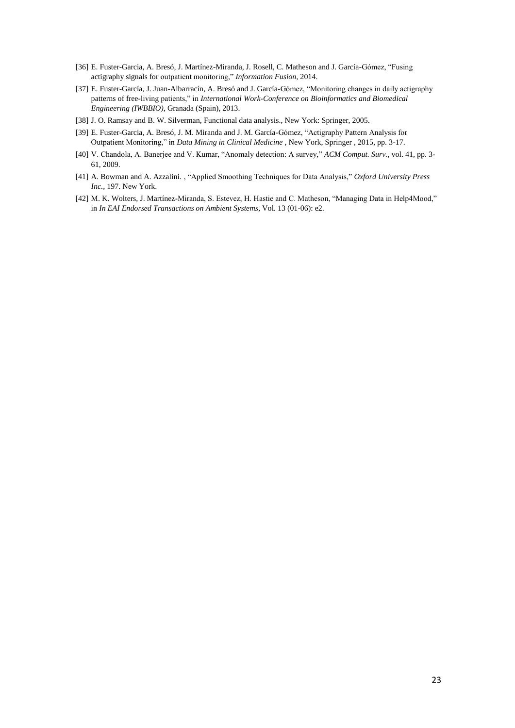[36] E. Fuster-Garcia, A. Bresó, J. Martínez-Miranda, J. Rosell, C. Matheson and J. García-Gómez, "Fusing actigraphy signals for outpatient monitoring," *Information Fusion,* 2014.

[37] E. Fuster-García, J. Juan-Albarracín, A. Bresó and J. García-Gómez, "Monitoring changes in daily actigraphy patterns of free-living patients," in *International Work-Conference on Bioinformatics and Biomedical Engineering (IWBBIO),* Granada (Spain), 2013.

[38] J. O. Ramsay and B. W. Silverman, Functional data analysis., New York: Springer, 2005.

[39] E. Fuster-Garcia, A. Bresó, J. M. Miranda and J. M. García-Gómez, "Actigraphy Pattern Analysis for Outpatient Monitoring," in *Data Mining in Clinical Medicine* , New York, Springer , 2015, pp. 3-17.

[40] V. Chandola, A. Banerjee and V. Kumar, "Anomaly detection: A survey," *ACM Comput. Surv.,* vol. 41, pp. 3-61, 2009.

[41] A. Bowman and A. Azzalini. , "Applied Smoothing Techniques for Data Analysis," *Oxford University Press Inc.,* 197. New York.

[42] M. K. Wolters, J. Martínez-Miranda, S. Estevez, H. Hastie and C. Matheson, "Managing Data in Help4Mood," in *In EAI Endorsed Transactions on Ambient Systems*, Vol. 13 (01-06): e2.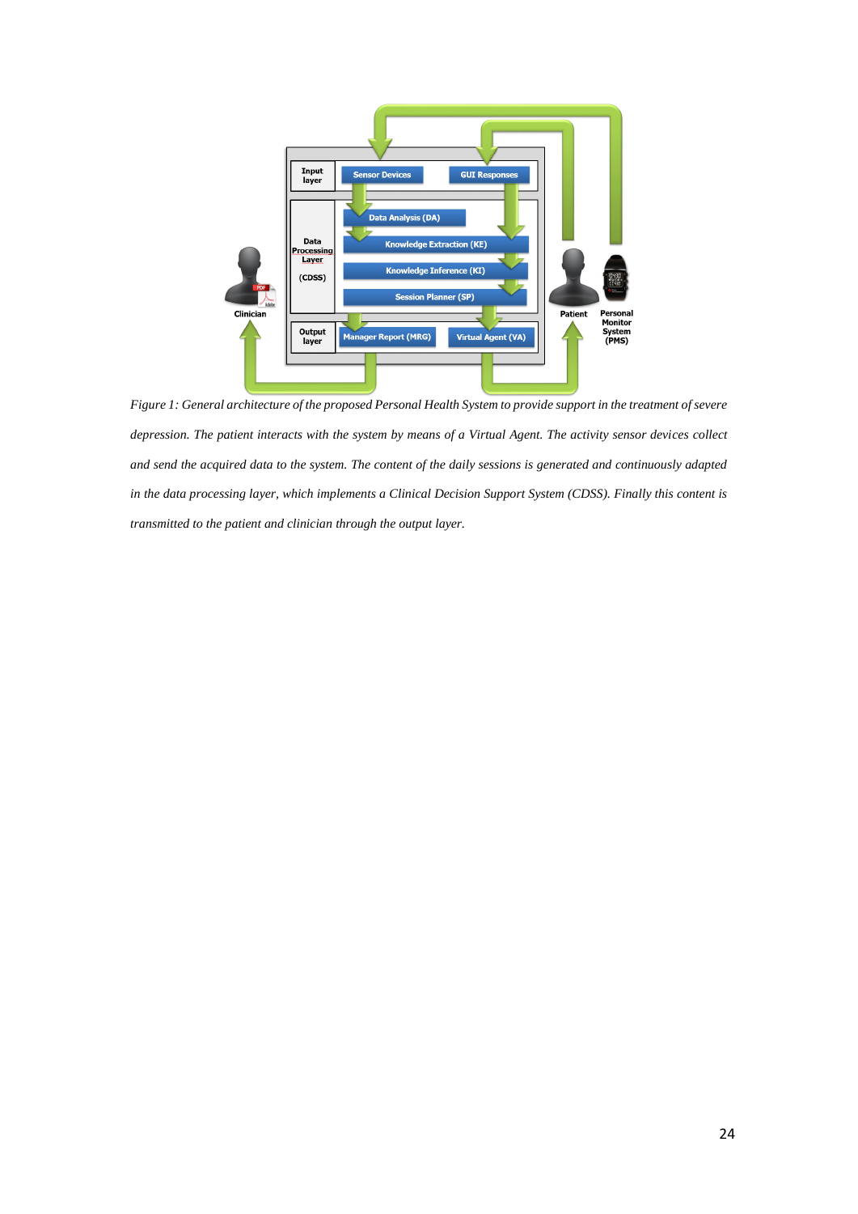*Figure 1: General architecture of the proposed Personal Health System to provide support in the treatment of severe depression. The patient interacts with the system by means of a Virtual Agent. The activity sensor devices collect and send the acquired data to the system. The content of the daily sessions is generated and continuously adapted in the data processing layer, which implements a Clinical Decision Support System (CDSS). Finally this content is transmitted to the patient and clinician through the output layer.*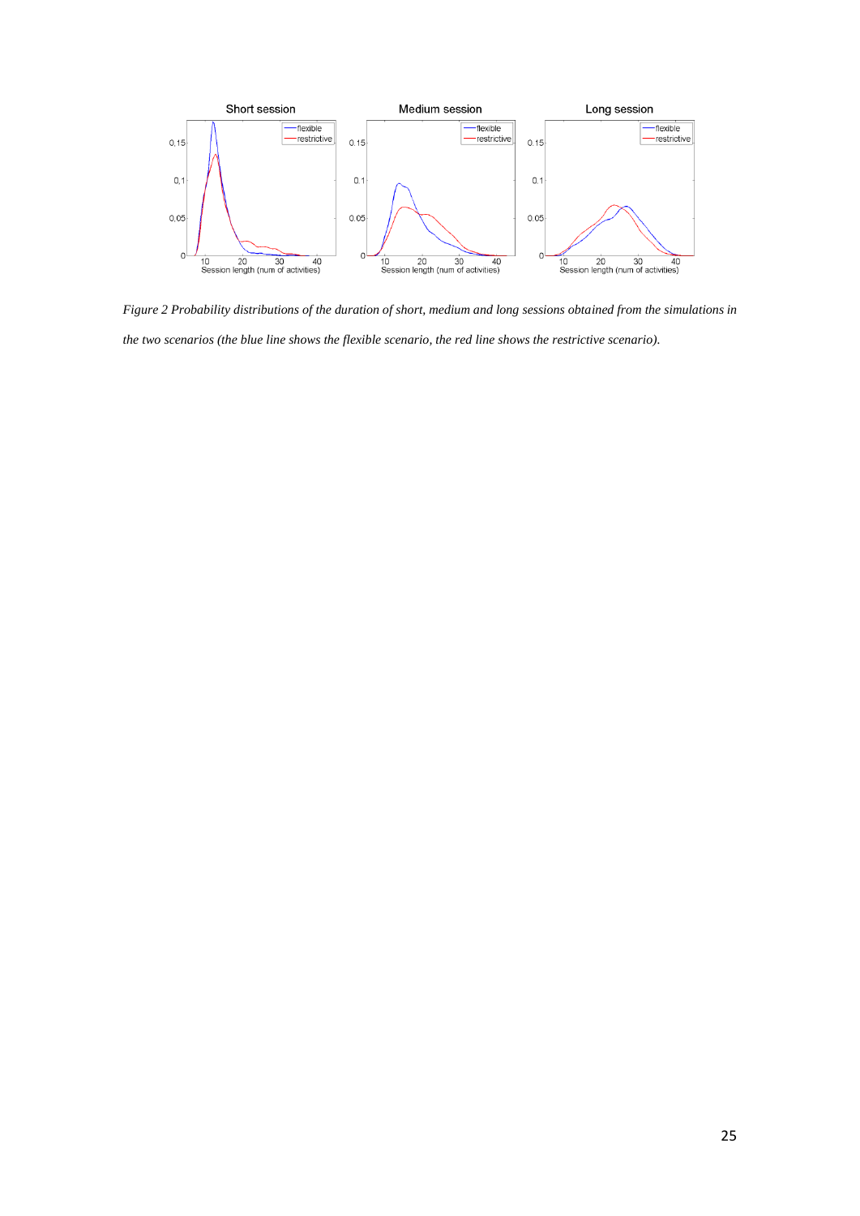*Figure 2 Probability distributions of the duration of short, medium and long sessions obtained from the simulations in the two scenarios (the blue line shows the flexible scenario, the red line shows the restrictive scenario).*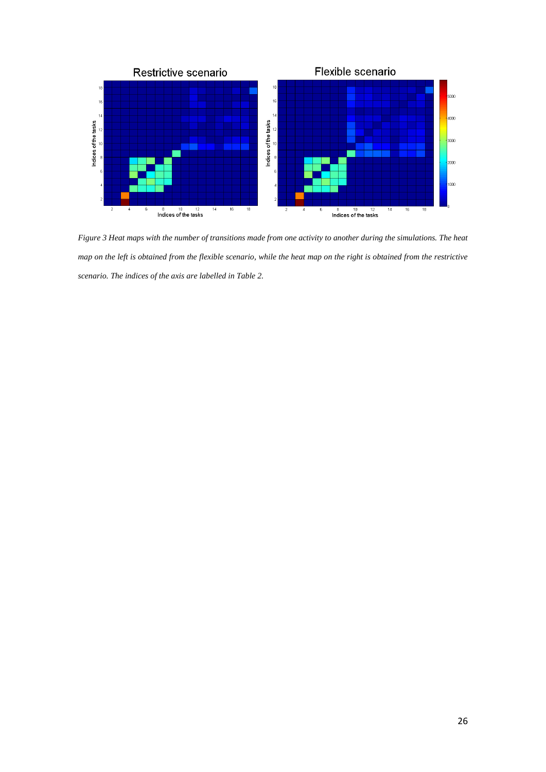*Figure 3 Heat maps with the number of transitions made from one activity to another during the simulations. The heat map on the left is obtained from the flexible scenario, while the heat map on the right is obtained from the restrictive scenario. The indices of the axis are labelled in Table 2.*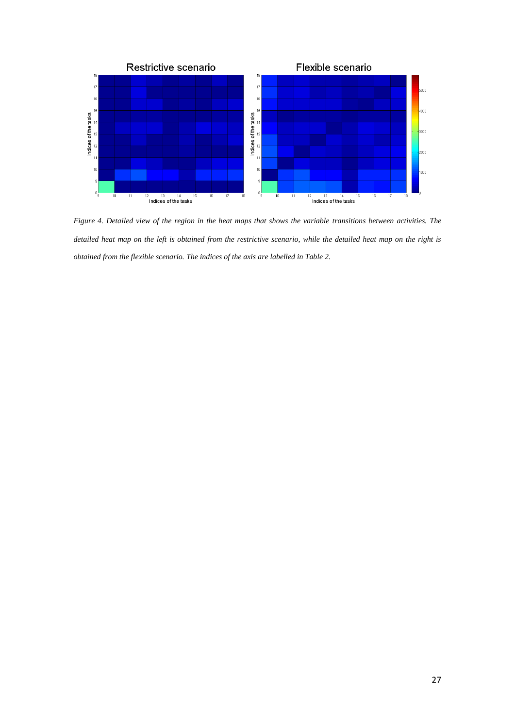*Figure 4. Detailed view of the region in the heat maps that shows the variable transitions between activities. The detailed heat map on the left is obtained from the restrictive scenario, while the detailed heat map on the right is obtained from the flexible scenario. The indices of the axis are labelled in Table 2.*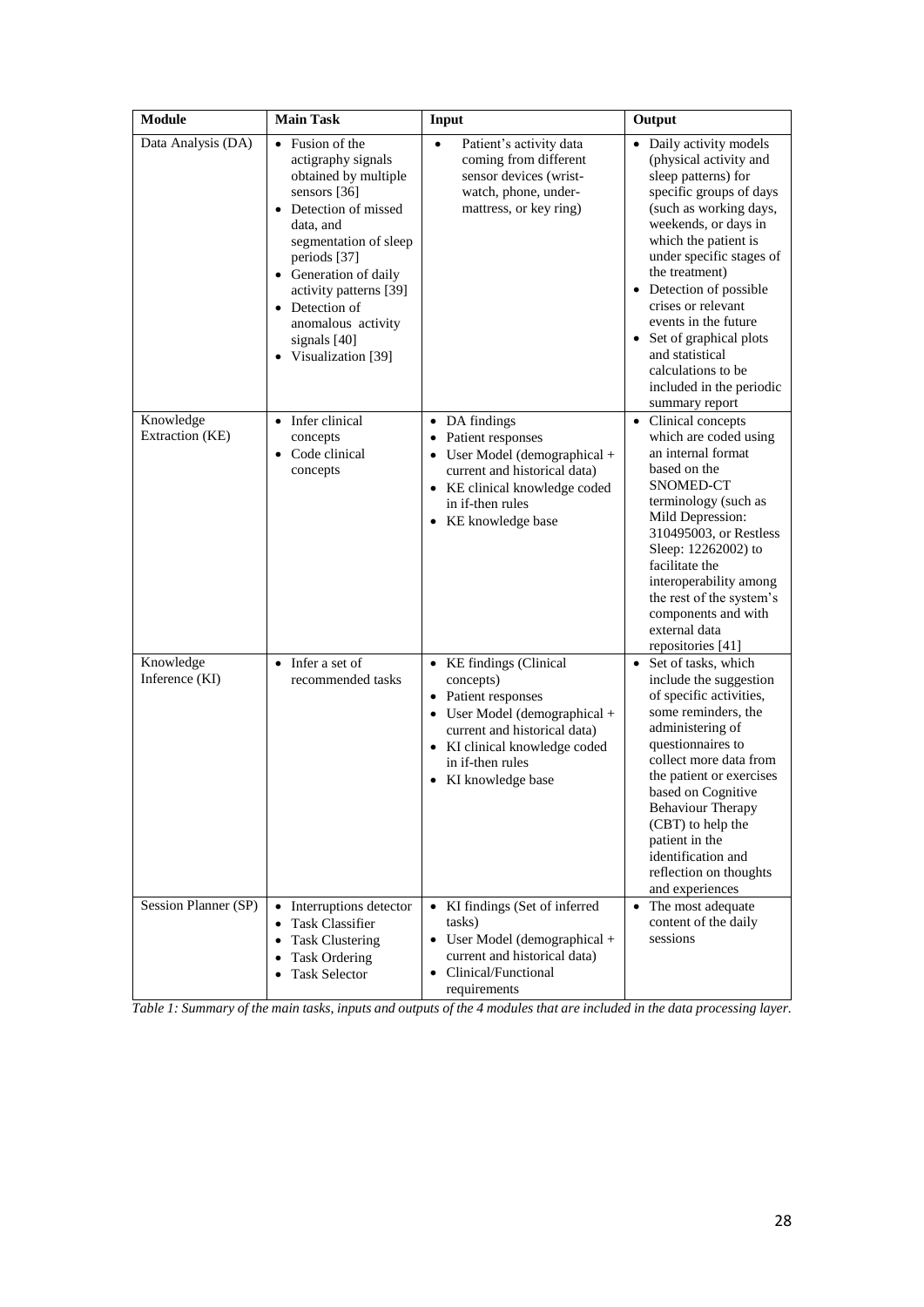| Module | Main Task | Input | Output |
|---|---|---|---|
| Data Analysis (DA) | • Fusion of the actigraphy signals obtained by multiple sensors [36]<br>• Detection of missed data, and segmentation of sleep periods [37]<br>• Generation of daily activity patterns [39]<br>• Detection of anomalous activity signals [40]<br>• Visualization [39] | • Patient's activity data coming from different sensor devices (wrist-watch, phone, under-mattress, or key ring) | • Daily activity models (physical activity and sleep patterns) for specific groups of days (such as working days, weekends, or days in which the patient is under specific stages of the treatment)<br>• Detection of possible crises or relevant events in the future<br>• Set of graphical plots and statistical calculations to be included in the periodic summary report |
| Knowledge Extraction (KE) | • Infer clinical concepts<br>• Code clinical concepts | • DA findings<br>• Patient responses<br>• User Model (demographical + current and historical data)<br>• KE clinical knowledge coded in if-then rules<br>• KE knowledge base | • Clinical concepts which are coded using an internal format based on the SNOMED-CT terminology (such as Mild Depression: 310495003, or Restless Sleep: 12262002) to facilitate the interoperability among the rest of the system's components and with external data repositories [41] |
| Knowledge Inference (KI) | • Infer a set of recommended tasks | • KE findings (Clinical concepts)<br>• Patient responses<br>• User Model (demographical + current and historical data)<br>• KI clinical knowledge coded in if-then rules<br>• KI knowledge base | • Set of tasks, which include the suggestion of specific activities, some reminders, the administering of questionnaires to collect more data from the patient or exercises based on Cognitive Behaviour Therapy (CBT) to help the patient in the identification and reflection on thoughts and experiences |
| Session Planner (SP) | • Interruptions detector<br>• Task Classifier<br>• Task Clustering<br>• Task Ordering<br>• Task Selector | • KI findings (Set of inferred tasks)<br>• User Model (demographical + current and historical data)<br>• Clinical/Functional requirements | • The most adequate content of the daily sessions |

*Table 1: Summary of the main tasks, inputs and outputs of the 4 modules that are included in the data processing layer.*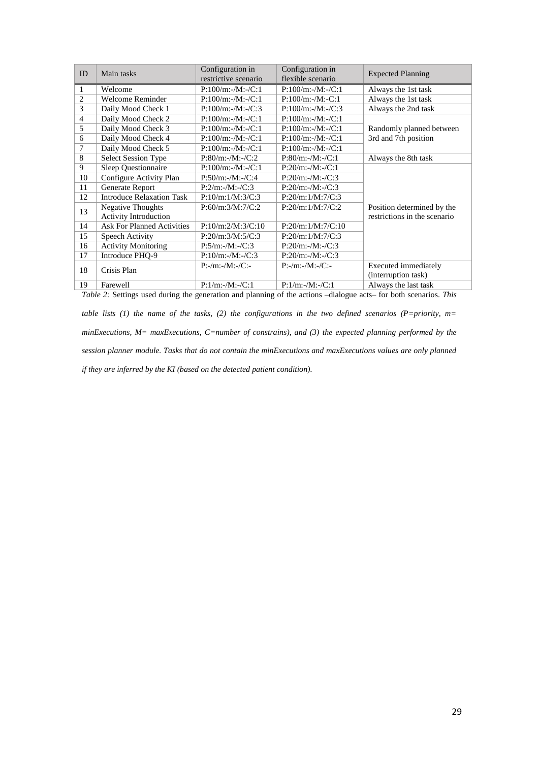| ID | Main tasks | Configuration in restrictive scenario | Configuration in flexible scenario | Expected Planning |
|---|---|---|---|---|
| 1 | Welcome | P:100/m:-/M:-/C:1 | P:100/m:-/M:-/C:1 | Always the 1st task |
| 2 | Welcome Reminder | P:100/m:-/M:-/C:1 | P:100/m:-/M:-C:1 | Always the 1st task |
| 3 | Daily Mood Check 1 | P:100/m:-/M:-/C:3 | P:100/m:-/M:-/C:3 | Always the 2nd task |
| 4 | Daily Mood Check 2 | P:100/m:-/M:-/C:1 | P:100/m:-/M:-/C:1 | Randomly planned between 3rd and 7th position |
| 5 | Daily Mood Check 3 | P:100/m:-/M:-/C:1 | P:100/m:-/M:-/C:1 | |
| 6 | Daily Mood Check 4 | P:100/m:-/M:-/C:1 | P:100/m:-/M:-/C:1 | |
| 7 | Daily Mood Check 5 | P:100/m:-/M:-/C:1 | P:100/m:-/M:-/C:1 | |
| 8 | Select Session Type | P:80/m:-/M:-/C:2 | P:80/m:-/M:-/C:1 | Always the 8th task |
| 9 | Sleep Questionnaire | P:100/m:-/M:-/C:1 | P:20/m:-/M:-/C:1 | Position determined by the restrictions in the scenario |
| 10 | Configure Activity Plan | P:50/m:-/M:-/C:4 | P:20/m:-/M:-/C:3 | |
| 11 | Generate Report | P:2/m:-/M:-/C:3 | P:20/m:-/M:-/C:3 | |
| 12 | Introduce Relaxation Task | P:10/m:1/M:3/C:3 | P:20/m:1/M:7/C:3 | |
| 13 | Negative Thoughts Activity Introduction | P:60/m:3/M:7/C:2 | P:20/m:1/M:7/C:2 | |
| 14 | Ask For Planned Activities | P:10/m:2/M:3/C:10 | P:20/m:1/M:7/C:10 | |
| 15 | Speech Activity | P:20/m:3/M:5/C:3 | P:20/m:1/M:7/C:3 | |
| 16 | Activity Monitoring | P:5/m:-/M:-/C:3 | P:20/m:-/M:-/C:3 | |
| 17 | Introduce PHQ-9 | P:10/m:-/M:-/C:3 | P:20/m:-/M:-/C:3 | |
| 18 | Crisis Plan | P:-/m:-/M:-/C:- | P:-/m:-/M:-/C:- | Executed immediately (interruption task) |
| 19 | Farewell | P:1/m:-/M:-/C:1 | P:1/m:-/M:-/C:1 | Always the last task |

*Table 2:* Settings used during the generation and planning of the actions –dialogue acts– for both scenarios. *This table lists (1) the name of the tasks, (2) the configurations in the two defined scenarios (P=priority, m= minExecutions, M= maxExecutions, C=number of constrains), and (3) the expected planning performed by the session planner module. Tasks that do not contain the minExecutions and maxExecutions values are only planned if they are inferred by the KI (based on the detected patient condition).*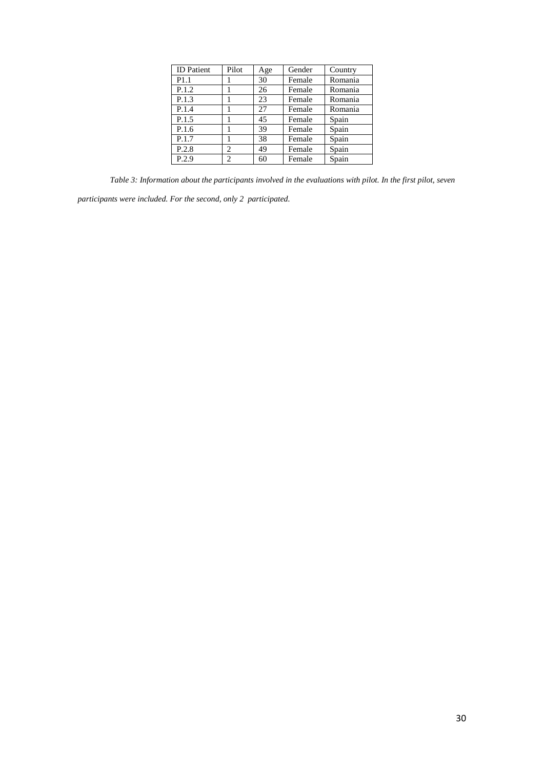| ID Patient | Pilot | Age | Gender | Country |
| --- | --- | --- | --- | --- |
| P1.1 | 1 | 30 | Female | Romania |
| P.1.2 | 1 | 26 | Female | Romania |
| P.1.3 | 1 | 23 | Female | Romania |
| P.1.4 | 1 | 27 | Female | Romania |
| P.1.5 | 1 | 45 | Female | Spain |
| P.1.6 | 1 | 39 | Female | Spain |
| P.1.7 | 1 | 38 | Female | Spain |
| P.2.8 | 2 | 49 | Female | Spain |
| P.2.9 | 2 | 60 | Female | Spain |

*Table 3: Information about the participants involved in the evaluations with pilot. In the first pilot, seven participants were included. For the second, only 2 participated.*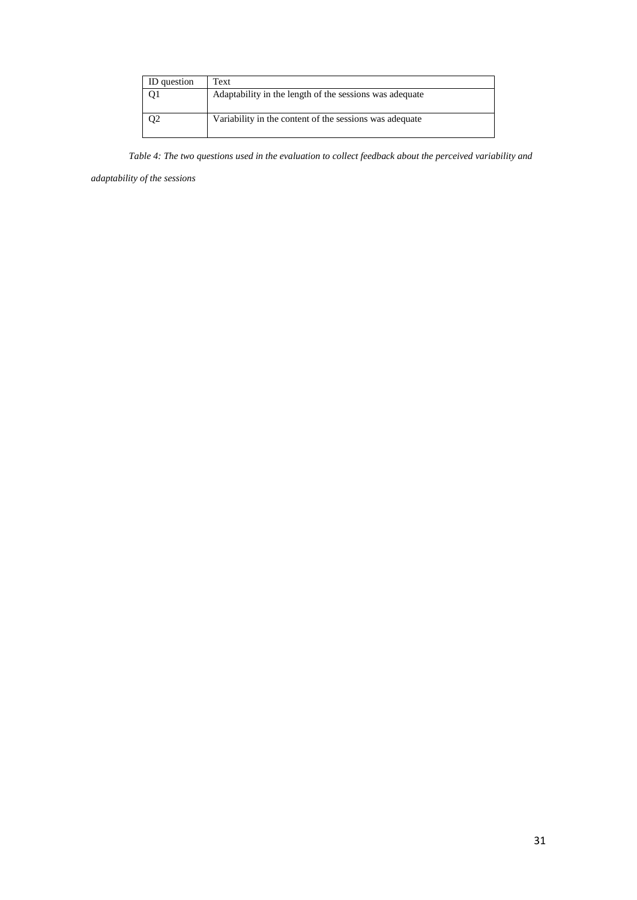| ID question | Text |
|---|---|
| Q1 | Adaptability in the length of the sessions was adequate |
| Q2 | Variability in the content of the sessions was adequate |

*Table 4: The two questions used in the evaluation to collect feedback about the perceived variability and adaptability of the sessions*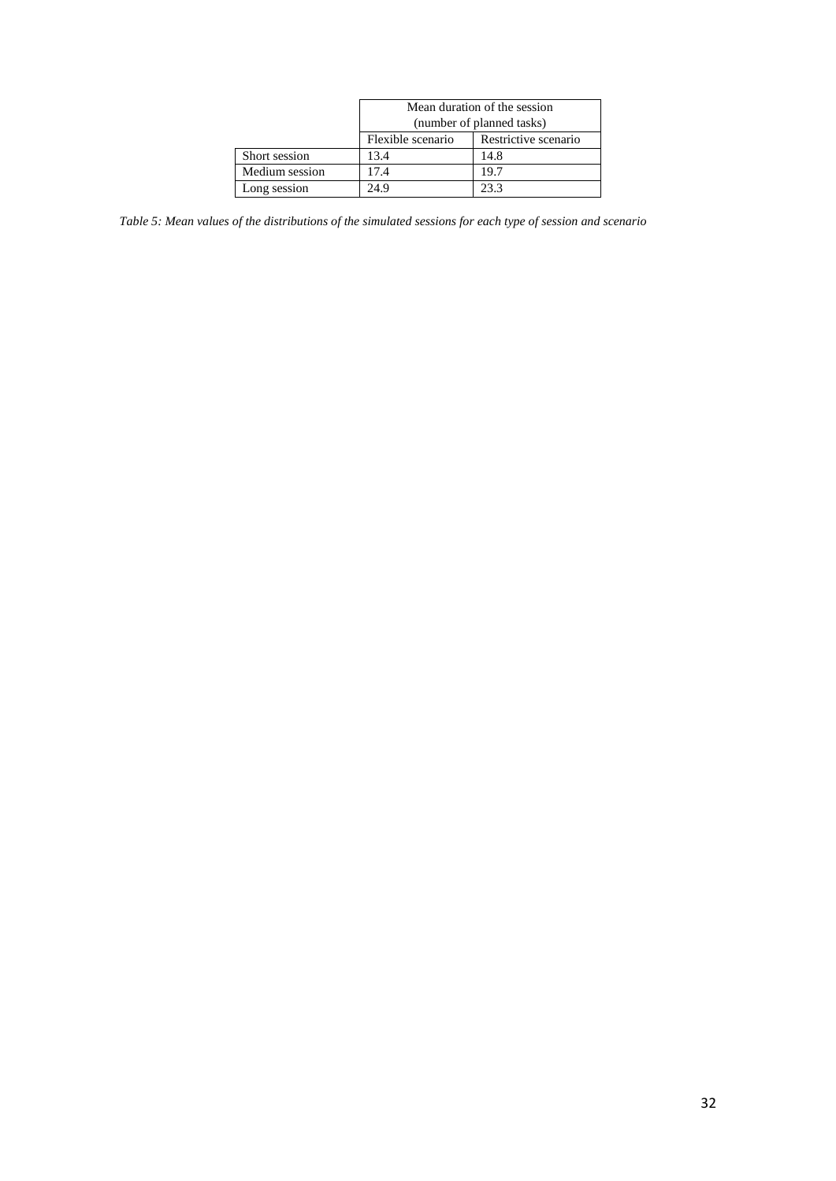| | Mean duration of the session (number of planned tasks) | |
|---|---|---|
| | Flexible scenario | Restrictive scenario |
| Short session | 13.4 | 14.8 |
| Medium session | 17.4 | 19.7 |
| Long session | 24.9 | 23.3 |

*Table 5: Mean values of the distributions of the simulated sessions for each type of session and scenario*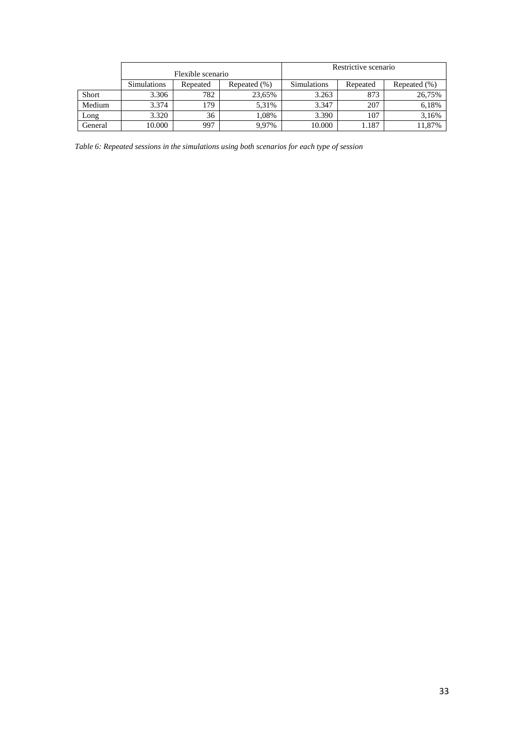| | Flexible scenario | | | Restrictive scenario | | |
|---|---|---|---|---|---|---|
| | Simulations | Repeated | Repeated (%) | Simulations | Repeated | Repeated (%) |
| Short | 3.306 | 782 | 23,65% | 3.263 | 873 | 26,75% |
| Medium | 3.374 | 179 | 5,31% | 3.347 | 207 | 6,18% |
| Long | 3.320 | 36 | 1,08% | 3.390 | 107 | 3,16% |
| General | 10.000 | 997 | 9,97% | 10.000 | 1.187 | 11,87% |

*Table 6: Repeated sessions in the simulations using both scenarios for each type of session*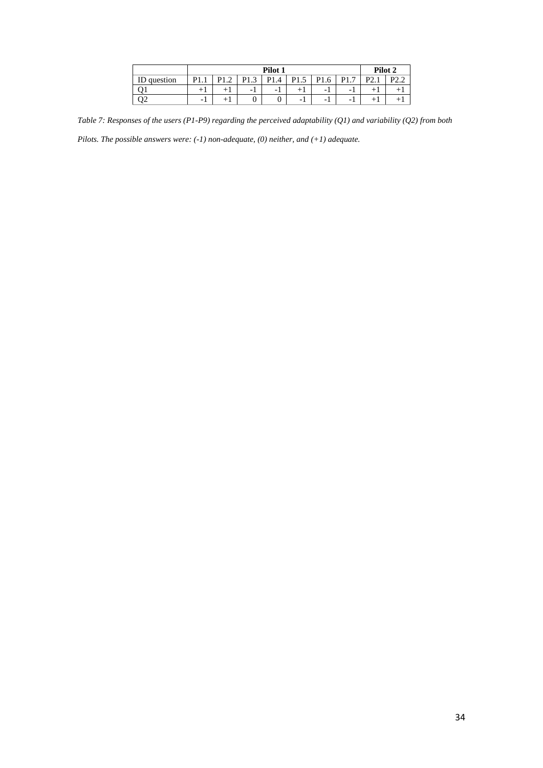| | Pilot 1 | | | | | | | Pilot 2 | |
|---|---|---|---|---|---|---|---|---|---|
| ID question | P1.1 | P1.2 | P1.3 | P1.4 | P1.5 | P1.6 | P1.7 | P2.1 | P2.2 |
| Q1 | +1 | +1 | -1 | -1 | +1 | -1 | -1 | +1 | +1 |
| Q2 | -1 | +1 | 0 | 0 | -1 | -1 | -1 | +1 | +1 |

*Table 7: Responses of the users (P1-P9) regarding the perceived adaptability (Q1) and variability (Q2) from both Pilots. The possible answers were: (-1) non-adequate, (0) neither, and (+1) adequate.*